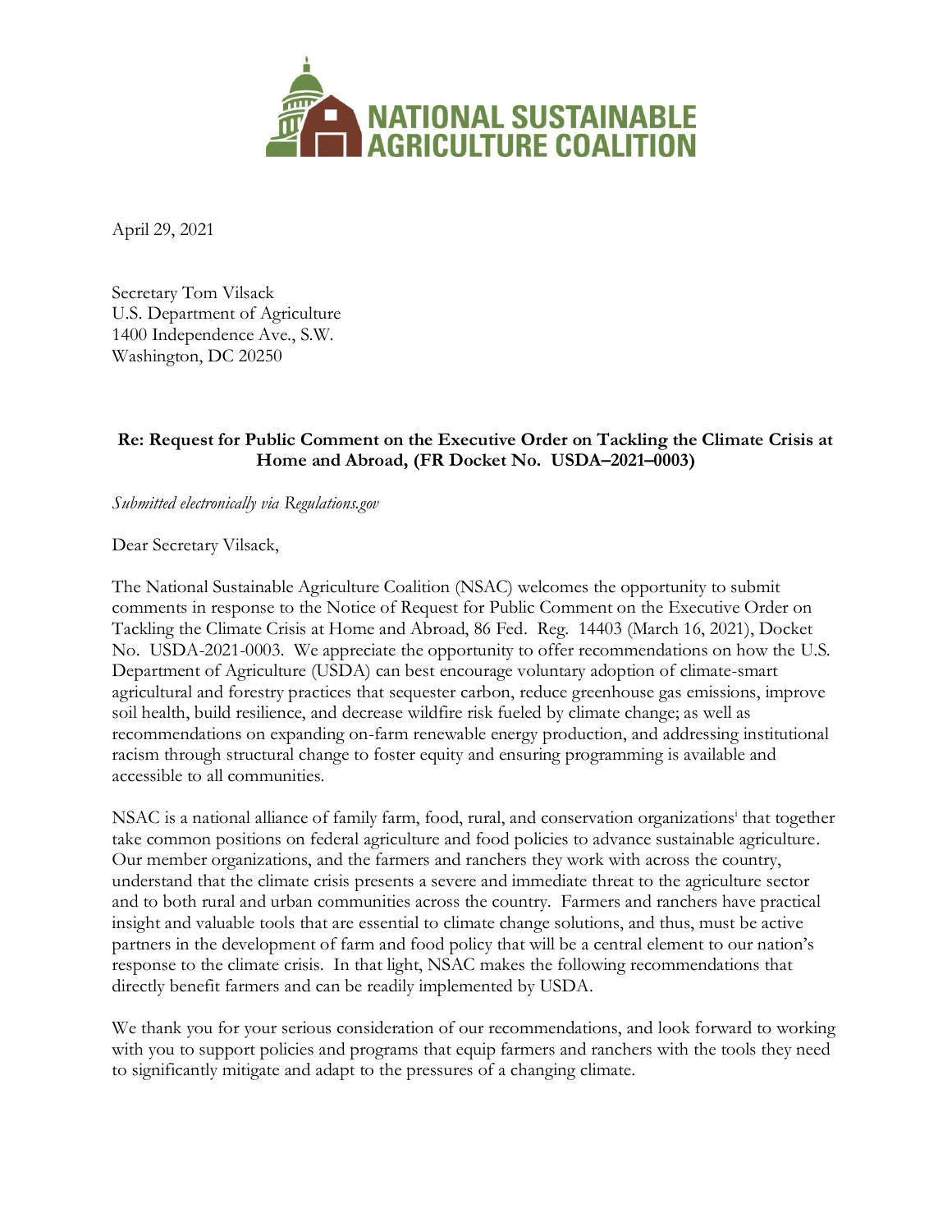**NATIONAL SUSTAINABLE AGRICULTURE COALITION**

April 29, 2021

Secretary Tom Vilsack
U.S. Department of Agriculture
1400 Independence Ave., S.W.
Washington, DC 20250

**Re: Request for Public Comment on the Executive Order on Tackling the Climate Crisis at Home and Abroad, (FR Docket No. USDA–2021–0003)**

*Submitted electronically via Regulations.gov*

Dear Secretary Vilsack,

The National Sustainable Agriculture Coalition (NSAC) welcomes the opportunity to submit comments in response to the Notice of Request for Public Comment on the Executive Order on Tackling the Climate Crisis at Home and Abroad, 86 Fed. Reg. 14403 (March 16, 2021), Docket No. USDA-2021-0003. We appreciate the opportunity to offer recommendations on how the U.S. Department of Agriculture (USDA) can best encourage voluntary adoption of climate-smart agricultural and forestry practices that sequester carbon, reduce greenhouse gas emissions, improve soil health, build resilience, and decrease wildfire risk fueled by climate change; as well as recommendations on expanding on-farm renewable energy production, and addressing institutional racism through structural change to foster equity and ensuring programming is available and accessible to all communities.

NSAC is a national alliance of family farm, food, rural, and conservation organizations[i] that together take common positions on federal agriculture and food policies to advance sustainable agriculture. Our member organizations, and the farmers and ranchers they work with across the country, understand that the climate crisis presents a severe and immediate threat to the agriculture sector and to both rural and urban communities across the country. Farmers and ranchers have practical insight and valuable tools that are essential to climate change solutions, and thus, must be active partners in the development of farm and food policy that will be a central element to our nation's response to the climate crisis. In that light, NSAC makes the following recommendations that directly benefit farmers and can be readily implemented by USDA.

We thank you for your serious consideration of our recommendations, and look forward to working with you to support policies and programs that equip farmers and ranchers with the tools they need to significantly mitigate and adapt to the pressures of a changing climate.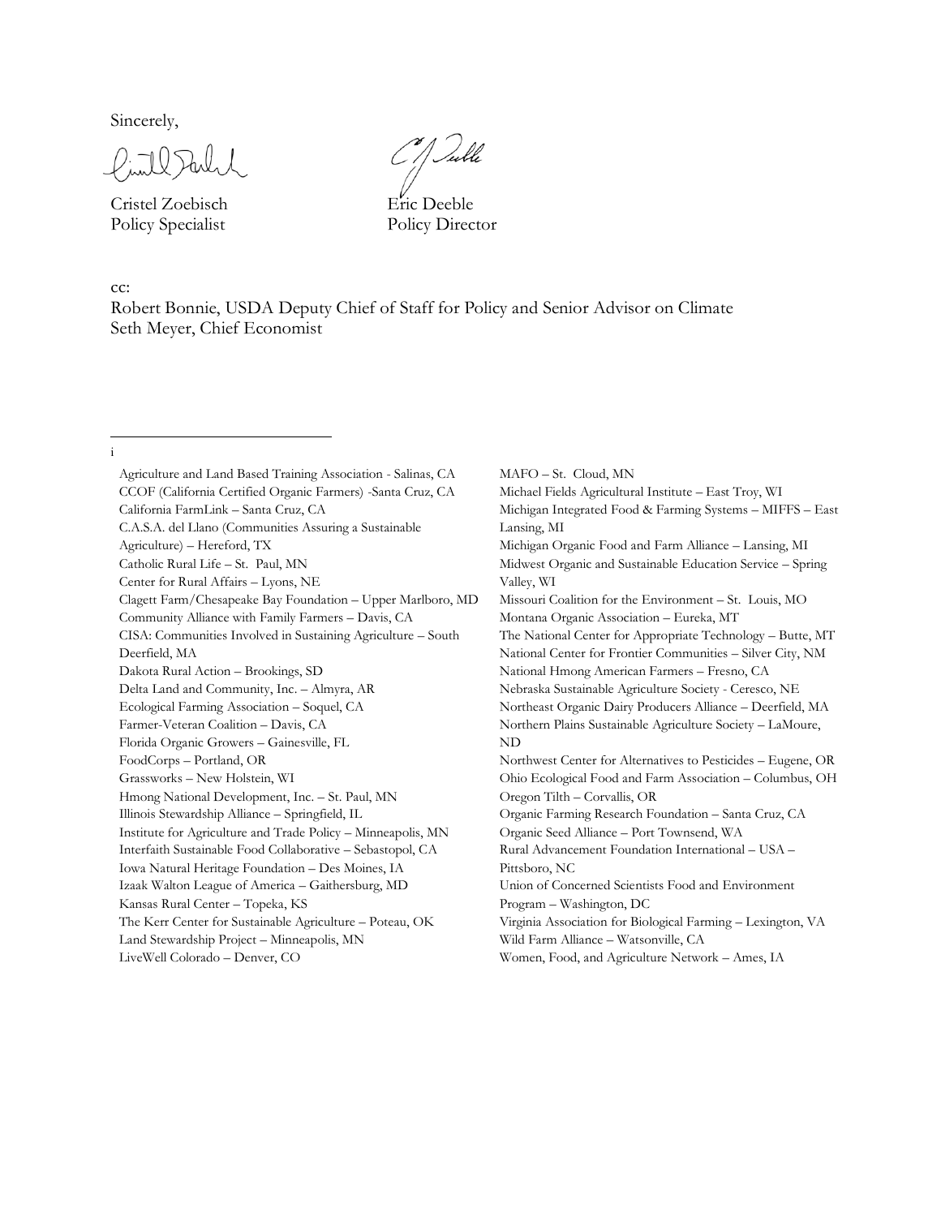Sincerely,

Cristel Zoebisch
Policy Specialist

Eric Deeble
Policy Director

cc:
Robert Bonnie, USDA Deputy Chief of Staff for Policy and Senior Advisor on Climate
Seth Meyer, Chief Economist

---

i

Agriculture and Land Based Training Association - Salinas, CA
CCOF (California Certified Organic Farmers) -Santa Cruz, CA
California FarmLink – Santa Cruz, CA
C.A.S.A. del Llano (Communities Assuring a Sustainable Agriculture) – Hereford, TX
Catholic Rural Life – St. Paul, MN
Center for Rural Affairs – Lyons, NE
Clagett Farm/Chesapeake Bay Foundation – Upper Marlboro, MD
Community Alliance with Family Farmers – Davis, CA
CISA: Communities Involved in Sustaining Agriculture – South Deerfield, MA
Dakota Rural Action – Brookings, SD
Delta Land and Community, Inc. – Almyra, AR
Ecological Farming Association – Soquel, CA
Farmer-Veteran Coalition – Davis, CA
Florida Organic Growers – Gainesville, FL
FoodCorps – Portland, OR
Grassworks – New Holstein, WI
Hmong National Development, Inc. – St. Paul, MN
Illinois Stewardship Alliance – Springfield, IL
Institute for Agriculture and Trade Policy – Minneapolis, MN
Interfaith Sustainable Food Collaborative – Sebastopol, CA
Iowa Natural Heritage Foundation – Des Moines, IA
Izaak Walton League of America – Gaithersburg, MD
Kansas Rural Center – Topeka, KS
The Kerr Center for Sustainable Agriculture – Poteau, OK
Land Stewardship Project – Minneapolis, MN
LiveWell Colorado – Denver, CO
MAFO – St. Cloud, MN
Michael Fields Agricultural Institute – East Troy, WI
Michigan Integrated Food & Farming Systems – MIFFS – East Lansing, MI
Michigan Organic Food and Farm Alliance – Lansing, MI
Midwest Organic and Sustainable Education Service – Spring Valley, WI
Missouri Coalition for the Environment – St. Louis, MO
Montana Organic Association – Eureka, MT
The National Center for Appropriate Technology – Butte, MT
National Center for Frontier Communities – Silver City, NM
National Hmong American Farmers – Fresno, CA
Nebraska Sustainable Agriculture Society - Ceresco, NE
Northeast Organic Dairy Producers Alliance – Deerfield, MA
Northern Plains Sustainable Agriculture Society – LaMoure, ND
Northwest Center for Alternatives to Pesticides – Eugene, OR
Ohio Ecological Food and Farm Association – Columbus, OH
Oregon Tilth – Corvallis, OR
Organic Farming Research Foundation – Santa Cruz, CA
Organic Seed Alliance – Port Townsend, WA
Rural Advancement Foundation International – USA – Pittsboro, NC
Union of Concerned Scientists Food and Environment Program – Washington, DC
Virginia Association for Biological Farming – Lexington, VA
Wild Farm Alliance – Watsonville, CA
Women, Food, and Agriculture Network – Ames, IA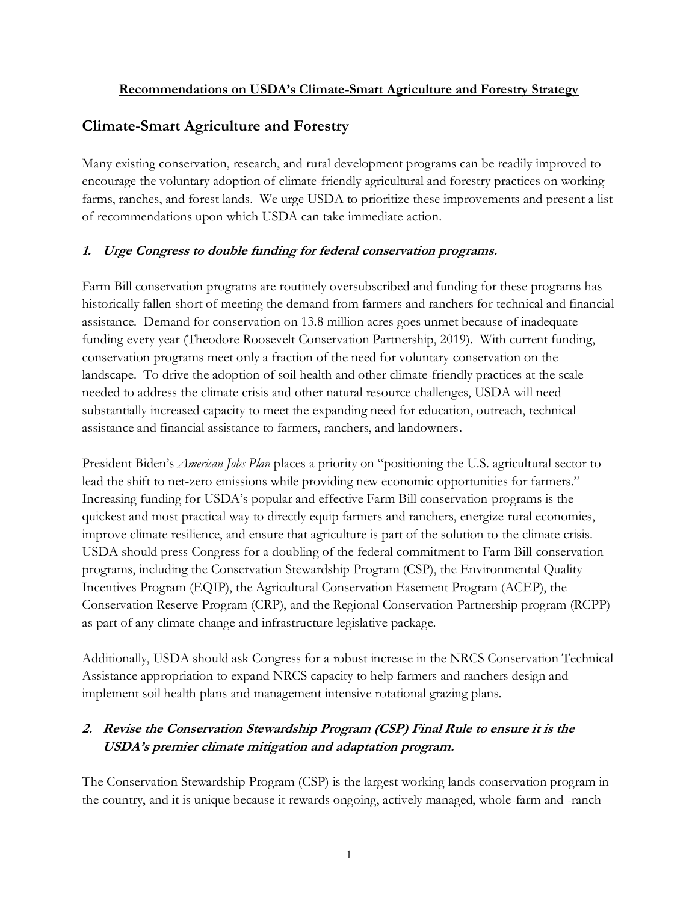**Recommendations on USDA's Climate-Smart Agriculture and Forestry Strategy**

## Climate-Smart Agriculture and Forestry

Many existing conservation, research, and rural development programs can be readily improved to encourage the voluntary adoption of climate-friendly agricultural and forestry practices on working farms, ranches, and forest lands. We urge USDA to prioritize these improvements and present a list of recommendations upon which USDA can take immediate action.

### *1. Urge Congress to double funding for federal conservation programs.*

Farm Bill conservation programs are routinely oversubscribed and funding for these programs has historically fallen short of meeting the demand from farmers and ranchers for technical and financial assistance. Demand for conservation on 13.8 million acres goes unmet because of inadequate funding every year (Theodore Roosevelt Conservation Partnership, 2019). With current funding, conservation programs meet only a fraction of the need for voluntary conservation on the landscape. To drive the adoption of soil health and other climate-friendly practices at the scale needed to address the climate crisis and other natural resource challenges, USDA will need substantially increased capacity to meet the expanding need for education, outreach, technical assistance and financial assistance to farmers, ranchers, and landowners.

President Biden's *American Jobs Plan* places a priority on "positioning the U.S. agricultural sector to lead the shift to net-zero emissions while providing new economic opportunities for farmers." Increasing funding for USDA's popular and effective Farm Bill conservation programs is the quickest and most practical way to directly equip farmers and ranchers, energize rural economies, improve climate resilience, and ensure that agriculture is part of the solution to the climate crisis. USDA should press Congress for a doubling of the federal commitment to Farm Bill conservation programs, including the Conservation Stewardship Program (CSP), the Environmental Quality Incentives Program (EQIP), the Agricultural Conservation Easement Program (ACEP), the Conservation Reserve Program (CRP), and the Regional Conservation Partnership program (RCPP) as part of any climate change and infrastructure legislative package.

Additionally, USDA should ask Congress for a robust increase in the NRCS Conservation Technical Assistance appropriation to expand NRCS capacity to help farmers and ranchers design and implement soil health plans and management intensive rotational grazing plans.

### *2. Revise the Conservation Stewardship Program (CSP) Final Rule to ensure it is the USDA's premier climate mitigation and adaptation program.*

The Conservation Stewardship Program (CSP) is the largest working lands conservation program in the country, and it is unique because it rewards ongoing, actively managed, whole-farm and -ranch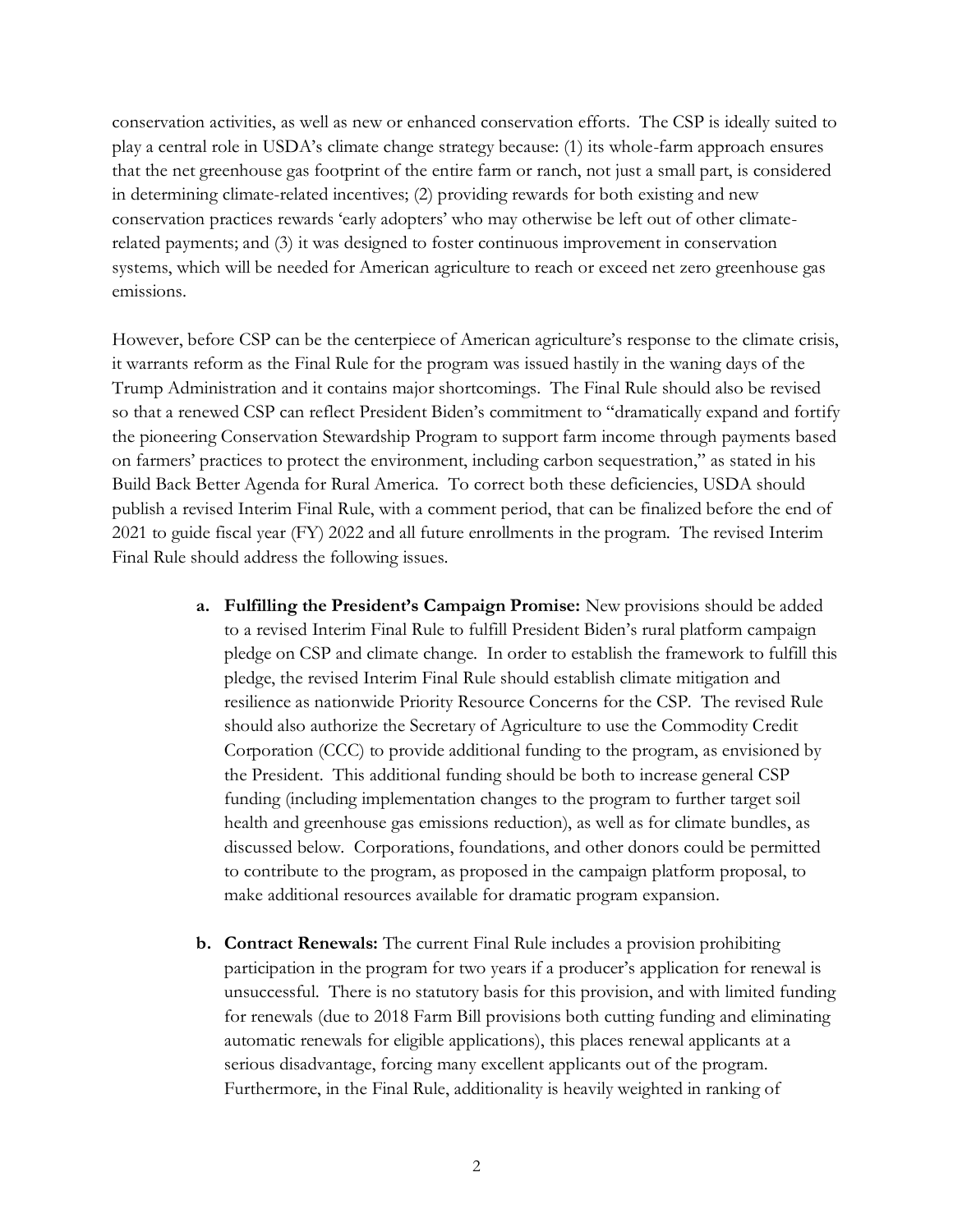conservation activities, as well as new or enhanced conservation efforts. The CSP is ideally suited to play a central role in USDA's climate change strategy because: (1) its whole-farm approach ensures that the net greenhouse gas footprint of the entire farm or ranch, not just a small part, is considered in determining climate-related incentives; (2) providing rewards for both existing and new conservation practices rewards 'early adopters' who may otherwise be left out of other climate-related payments; and (3) it was designed to foster continuous improvement in conservation systems, which will be needed for American agriculture to reach or exceed net zero greenhouse gas emissions.

However, before CSP can be the centerpiece of American agriculture's response to the climate crisis, it warrants reform as the Final Rule for the program was issued hastily in the waning days of the Trump Administration and it contains major shortcomings. The Final Rule should also be revised so that a renewed CSP can reflect President Biden's commitment to "dramatically expand and fortify the pioneering Conservation Stewardship Program to support farm income through payments based on farmers' practices to protect the environment, including carbon sequestration," as stated in his Build Back Better Agenda for Rural America. To correct both these deficiencies, USDA should publish a revised Interim Final Rule, with a comment period, that can be finalized before the end of 2021 to guide fiscal year (FY) 2022 and all future enrollments in the program. The revised Interim Final Rule should address the following issues.

a. **Fulfilling the President's Campaign Promise:** New provisions should be added to a revised Interim Final Rule to fulfill President Biden's rural platform campaign pledge on CSP and climate change. In order to establish the framework to fulfill this pledge, the revised Interim Final Rule should establish climate mitigation and resilience as nationwide Priority Resource Concerns for the CSP. The revised Rule should also authorize the Secretary of Agriculture to use the Commodity Credit Corporation (CCC) to provide additional funding to the program, as envisioned by the President. This additional funding should be both to increase general CSP funding (including implementation changes to the program to further target soil health and greenhouse gas emissions reduction), as well as for climate bundles, as discussed below. Corporations, foundations, and other donors could be permitted to contribute to the program, as proposed in the campaign platform proposal, to make additional resources available for dramatic program expansion.

b. **Contract Renewals:** The current Final Rule includes a provision prohibiting participation in the program for two years if a producer's application for renewal is unsuccessful. There is no statutory basis for this provision, and with limited funding for renewals (due to 2018 Farm Bill provisions both cutting funding and eliminating automatic renewals for eligible applications), this places renewal applicants at a serious disadvantage, forcing many excellent applicants out of the program. Furthermore, in the Final Rule, additionality is heavily weighted in ranking of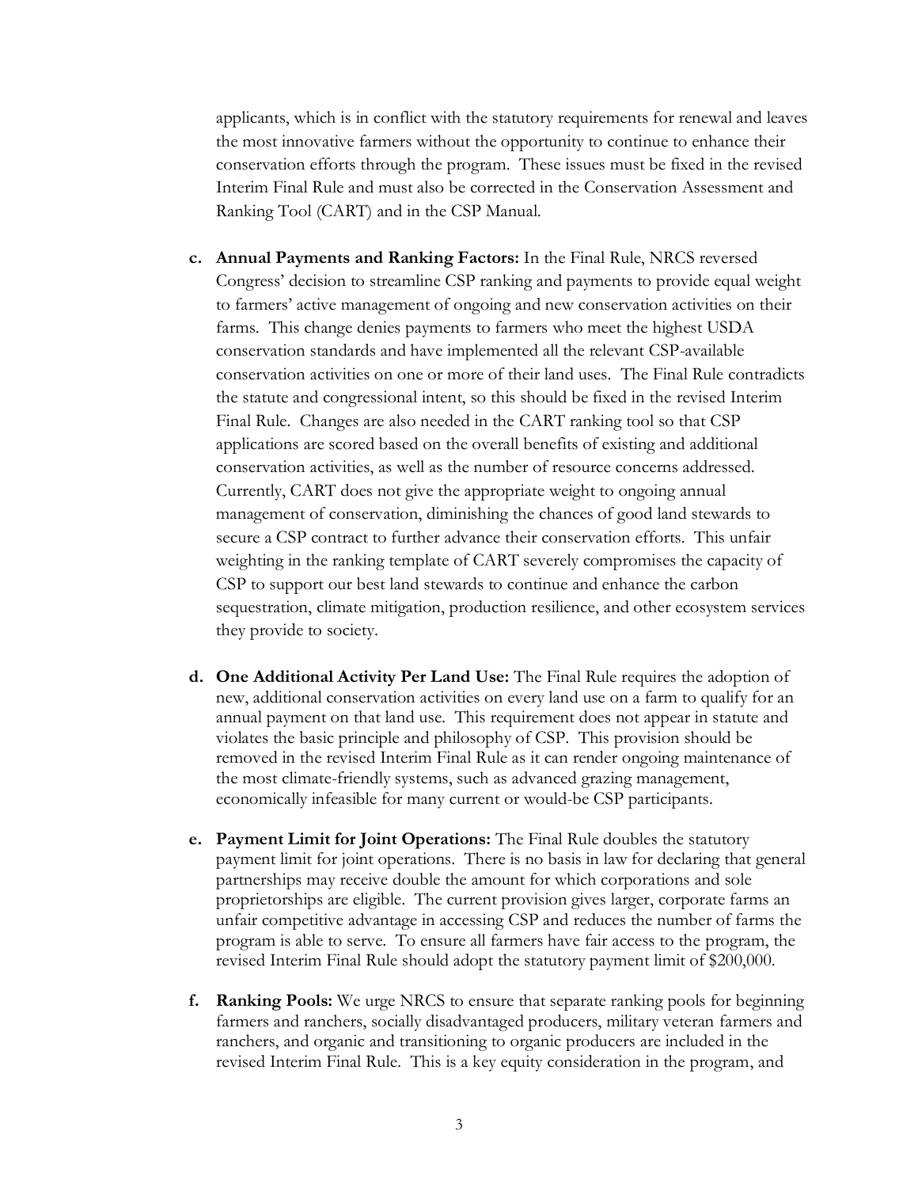applicants, which is in conflict with the statutory requirements for renewal and leaves the most innovative farmers without the opportunity to continue to enhance their conservation efforts through the program. These issues must be fixed in the revised Interim Final Rule and must also be corrected in the Conservation Assessment and Ranking Tool (CART) and in the CSP Manual.

c. **Annual Payments and Ranking Factors:** In the Final Rule, NRCS reversed Congress' decision to streamline CSP ranking and payments to provide equal weight to farmers' active management of ongoing and new conservation activities on their farms. This change denies payments to farmers who meet the highest USDA conservation standards and have implemented all the relevant CSP-available conservation activities on one or more of their land uses. The Final Rule contradicts the statute and congressional intent, so this should be fixed in the revised Interim Final Rule. Changes are also needed in the CART ranking tool so that CSP applications are scored based on the overall benefits of existing and additional conservation activities, as well as the number of resource concerns addressed. Currently, CART does not give the appropriate weight to ongoing annual management of conservation, diminishing the chances of good land stewards to secure a CSP contract to further advance their conservation efforts. This unfair weighting in the ranking template of CART severely compromises the capacity of CSP to support our best land stewards to continue and enhance the carbon sequestration, climate mitigation, production resilience, and other ecosystem services they provide to society.

d. **One Additional Activity Per Land Use:** The Final Rule requires the adoption of new, additional conservation activities on every land use on a farm to qualify for an annual payment on that land use. This requirement does not appear in statute and violates the basic principle and philosophy of CSP. This provision should be removed in the revised Interim Final Rule as it can render ongoing maintenance of the most climate-friendly systems, such as advanced grazing management, economically infeasible for many current or would-be CSP participants.

e. **Payment Limit for Joint Operations:** The Final Rule doubles the statutory payment limit for joint operations. There is no basis in law for declaring that general partnerships may receive double the amount for which corporations and sole proprietorships are eligible. The current provision gives larger, corporate farms an unfair competitive advantage in accessing CSP and reduces the number of farms the program is able to serve. To ensure all farmers have fair access to the program, the revised Interim Final Rule should adopt the statutory payment limit of $200,000.

f. **Ranking Pools:** We urge NRCS to ensure that separate ranking pools for beginning farmers and ranchers, socially disadvantaged producers, military veteran farmers and ranchers, and organic and transitioning to organic producers are included in the revised Interim Final Rule. This is a key equity consideration in the program, and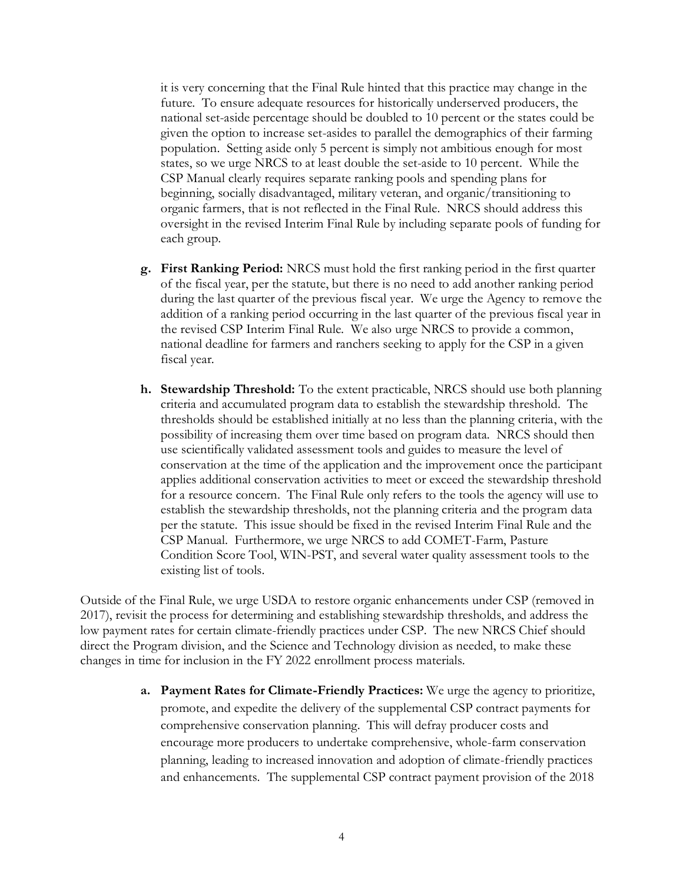it is very concerning that the Final Rule hinted that this practice may change in the future. To ensure adequate resources for historically underserved producers, the national set-aside percentage should be doubled to 10 percent or the states could be given the option to increase set-asides to parallel the demographics of their farming population. Setting aside only 5 percent is simply not ambitious enough for most states, so we urge NRCS to at least double the set-aside to 10 percent. While the CSP Manual clearly requires separate ranking pools and spending plans for beginning, socially disadvantaged, military veteran, and organic/transitioning to organic farmers, that is not reflected in the Final Rule. NRCS should address this oversight in the revised Interim Final Rule by including separate pools of funding for each group.

g. **First Ranking Period:** NRCS must hold the first ranking period in the first quarter of the fiscal year, per the statute, but there is no need to add another ranking period during the last quarter of the previous fiscal year. We urge the Agency to remove the addition of a ranking period occurring in the last quarter of the previous fiscal year in the revised CSP Interim Final Rule. We also urge NRCS to provide a common, national deadline for farmers and ranchers seeking to apply for the CSP in a given fiscal year.

h. **Stewardship Threshold:** To the extent practicable, NRCS should use both planning criteria and accumulated program data to establish the stewardship threshold. The thresholds should be established initially at no less than the planning criteria, with the possibility of increasing them over time based on program data. NRCS should then use scientifically validated assessment tools and guides to measure the level of conservation at the time of the application and the improvement once the participant applies additional conservation activities to meet or exceed the stewardship threshold for a resource concern. The Final Rule only refers to the tools the agency will use to establish the stewardship thresholds, not the planning criteria and the program data per the statute. This issue should be fixed in the revised Interim Final Rule and the CSP Manual. Furthermore, we urge NRCS to add COMET-Farm, Pasture Condition Score Tool, WIN-PST, and several water quality assessment tools to the existing list of tools.

Outside of the Final Rule, we urge USDA to restore organic enhancements under CSP (removed in 2017), revisit the process for determining and establishing stewardship thresholds, and address the low payment rates for certain climate-friendly practices under CSP. The new NRCS Chief should direct the Program division, and the Science and Technology division as needed, to make these changes in time for inclusion in the FY 2022 enrollment process materials.

a. **Payment Rates for Climate-Friendly Practices:** We urge the agency to prioritize, promote, and expedite the delivery of the supplemental CSP contract payments for comprehensive conservation planning. This will defray producer costs and encourage more producers to undertake comprehensive, whole-farm conservation planning, leading to increased innovation and adoption of climate-friendly practices and enhancements. The supplemental CSP contract payment provision of the 2018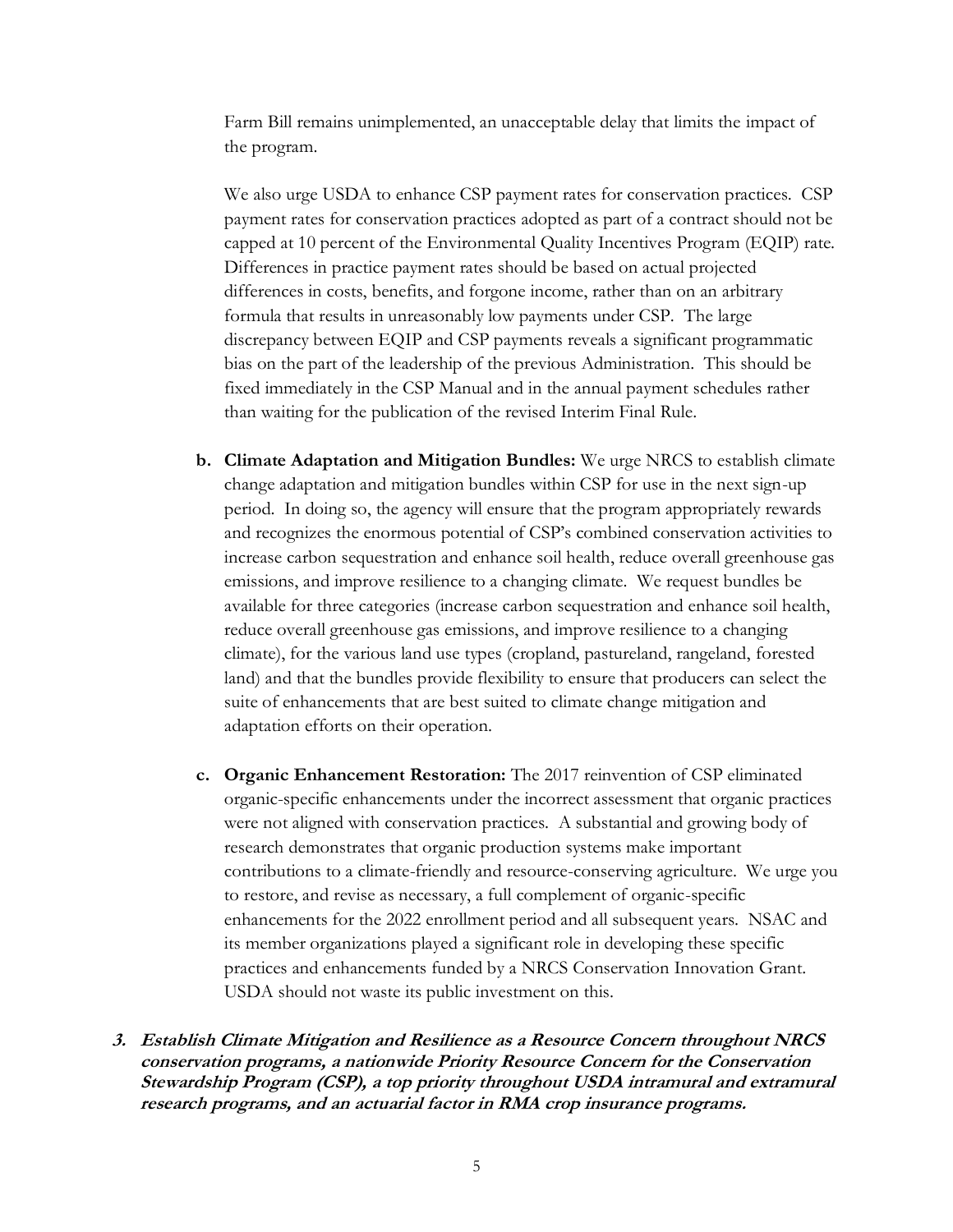Farm Bill remains unimplemented, an unacceptable delay that limits the impact of the program.

We also urge USDA to enhance CSP payment rates for conservation practices. CSP payment rates for conservation practices adopted as part of a contract should not be capped at 10 percent of the Environmental Quality Incentives Program (EQIP) rate. Differences in practice payment rates should be based on actual projected differences in costs, benefits, and forgone income, rather than on an arbitrary formula that results in unreasonably low payments under CSP. The large discrepancy between EQIP and CSP payments reveals a significant programmatic bias on the part of the leadership of the previous Administration. This should be fixed immediately in the CSP Manual and in the annual payment schedules rather than waiting for the publication of the revised Interim Final Rule.

b. **Climate Adaptation and Mitigation Bundles:** We urge NRCS to establish climate change adaptation and mitigation bundles within CSP for use in the next sign-up period. In doing so, the agency will ensure that the program appropriately rewards and recognizes the enormous potential of CSP's combined conservation activities to increase carbon sequestration and enhance soil health, reduce overall greenhouse gas emissions, and improve resilience to a changing climate. We request bundles be available for three categories (increase carbon sequestration and enhance soil health, reduce overall greenhouse gas emissions, and improve resilience to a changing climate), for the various land use types (cropland, pastureland, rangeland, forested land) and that the bundles provide flexibility to ensure that producers can select the suite of enhancements that are best suited to climate change mitigation and adaptation efforts on their operation.

c. **Organic Enhancement Restoration:** The 2017 reinvention of CSP eliminated organic-specific enhancements under the incorrect assessment that organic practices were not aligned with conservation practices. A substantial and growing body of research demonstrates that organic production systems make important contributions to a climate-friendly and resource-conserving agriculture. We urge you to restore, and revise as necessary, a full complement of organic-specific enhancements for the 2022 enrollment period and all subsequent years. NSAC and its member organizations played a significant role in developing these specific practices and enhancements funded by a NRCS Conservation Innovation Grant. USDA should not waste its public investment on this.

***3. Establish Climate Mitigation and Resilience as a Resource Concern throughout NRCS conservation programs, a nationwide Priority Resource Concern for the Conservation Stewardship Program (CSP), a top priority throughout USDA intramural and extramural research programs, and an actuarial factor in RMA crop insurance programs.***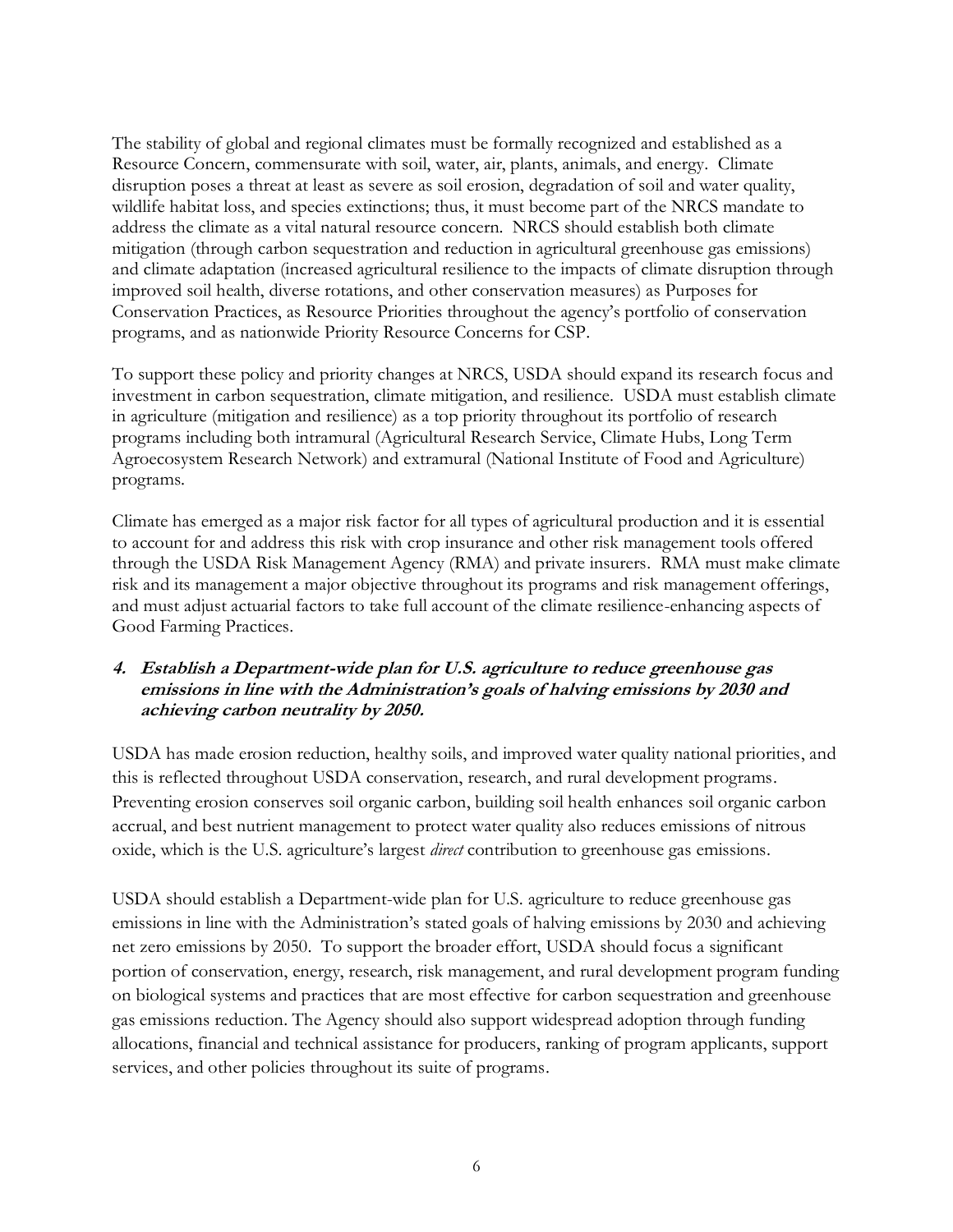The stability of global and regional climates must be formally recognized and established as a Resource Concern, commensurate with soil, water, air, plants, animals, and energy. Climate disruption poses a threat at least as severe as soil erosion, degradation of soil and water quality, wildlife habitat loss, and species extinctions; thus, it must become part of the NRCS mandate to address the climate as a vital natural resource concern. NRCS should establish both climate mitigation (through carbon sequestration and reduction in agricultural greenhouse gas emissions) and climate adaptation (increased agricultural resilience to the impacts of climate disruption through improved soil health, diverse rotations, and other conservation measures) as Purposes for Conservation Practices, as Resource Priorities throughout the agency's portfolio of conservation programs, and as nationwide Priority Resource Concerns for CSP.

To support these policy and priority changes at NRCS, USDA should expand its research focus and investment in carbon sequestration, climate mitigation, and resilience. USDA must establish climate in agriculture (mitigation and resilience) as a top priority throughout its portfolio of research programs including both intramural (Agricultural Research Service, Climate Hubs, Long Term Agroecosystem Research Network) and extramural (National Institute of Food and Agriculture) programs.

Climate has emerged as a major risk factor for all types of agricultural production and it is essential to account for and address this risk with crop insurance and other risk management tools offered through the USDA Risk Management Agency (RMA) and private insurers. RMA must make climate risk and its management a major objective throughout its programs and risk management offerings, and must adjust actuarial factors to take full account of the climate resilience-enhancing aspects of Good Farming Practices.

### ***4. Establish a Department-wide plan for U.S. agriculture to reduce greenhouse gas emissions in line with the Administration's goals of halving emissions by 2030 and achieving carbon neutrality by 2050.***

USDA has made erosion reduction, healthy soils, and improved water quality national priorities, and this is reflected throughout USDA conservation, research, and rural development programs. Preventing erosion conserves soil organic carbon, building soil health enhances soil organic carbon accrual, and best nutrient management to protect water quality also reduces emissions of nitrous oxide, which is the U.S. agriculture's largest *direct* contribution to greenhouse gas emissions.

USDA should establish a Department-wide plan for U.S. agriculture to reduce greenhouse gas emissions in line with the Administration's stated goals of halving emissions by 2030 and achieving net zero emissions by 2050. To support the broader effort, USDA should focus a significant portion of conservation, energy, research, risk management, and rural development program funding on biological systems and practices that are most effective for carbon sequestration and greenhouse gas emissions reduction. The Agency should also support widespread adoption through funding allocations, financial and technical assistance for producers, ranking of program applicants, support services, and other policies throughout its suite of programs.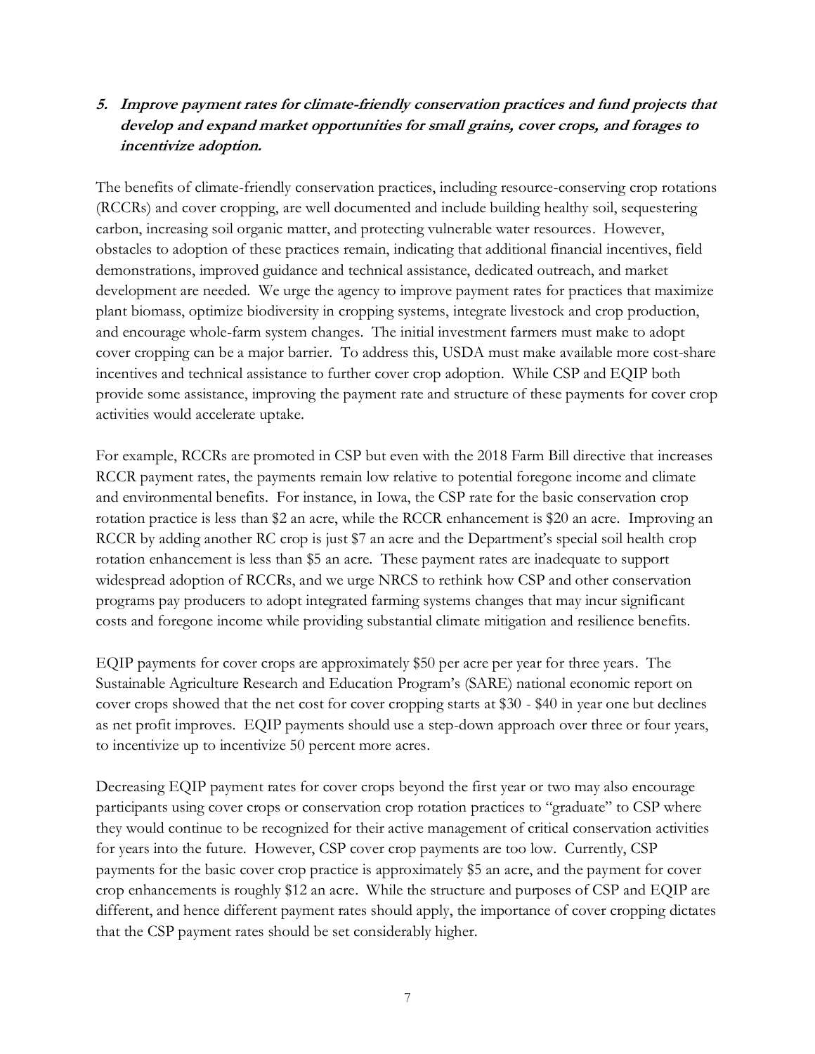### 5. *Improve payment rates for climate-friendly conservation practices and fund projects that develop and expand market opportunities for small grains, cover crops, and forages to incentivize adoption.*

The benefits of climate-friendly conservation practices, including resource-conserving crop rotations (RCCRs) and cover cropping, are well documented and include building healthy soil, sequestering carbon, increasing soil organic matter, and protecting vulnerable water resources. However, obstacles to adoption of these practices remain, indicating that additional financial incentives, field demonstrations, improved guidance and technical assistance, dedicated outreach, and market development are needed. We urge the agency to improve payment rates for practices that maximize plant biomass, optimize biodiversity in cropping systems, integrate livestock and crop production, and encourage whole-farm system changes. The initial investment farmers must make to adopt cover cropping can be a major barrier. To address this, USDA must make available more cost-share incentives and technical assistance to further cover crop adoption. While CSP and EQIP both provide some assistance, improving the payment rate and structure of these payments for cover crop activities would accelerate uptake.

For example, RCCRs are promoted in CSP but even with the 2018 Farm Bill directive that increases RCCR payment rates, the payments remain low relative to potential foregone income and climate and environmental benefits. For instance, in Iowa, the CSP rate for the basic conservation crop rotation practice is less than $2 an acre, while the RCCR enhancement is $20 an acre. Improving an RCCR by adding another RC crop is just $7 an acre and the Department's special soil health crop rotation enhancement is less than $5 an acre. These payment rates are inadequate to support widespread adoption of RCCRs, and we urge NRCS to rethink how CSP and other conservation programs pay producers to adopt integrated farming systems changes that may incur significant costs and foregone income while providing substantial climate mitigation and resilience benefits.

EQIP payments for cover crops are approximately $50 per acre per year for three years. The Sustainable Agriculture Research and Education Program's (SARE) national economic report on cover crops showed that the net cost for cover cropping starts at $30 - $40 in year one but declines as net profit improves. EQIP payments should use a step-down approach over three or four years, to incentivize up to incentivize 50 percent more acres.

Decreasing EQIP payment rates for cover crops beyond the first year or two may also encourage participants using cover crops or conservation crop rotation practices to "graduate" to CSP where they would continue to be recognized for their active management of critical conservation activities for years into the future. However, CSP cover crop payments are too low. Currently, CSP payments for the basic cover crop practice is approximately $5 an acre, and the payment for cover crop enhancements is roughly $12 an acre. While the structure and purposes of CSP and EQIP are different, and hence different payment rates should apply, the importance of cover cropping dictates that the CSP payment rates should be set considerably higher.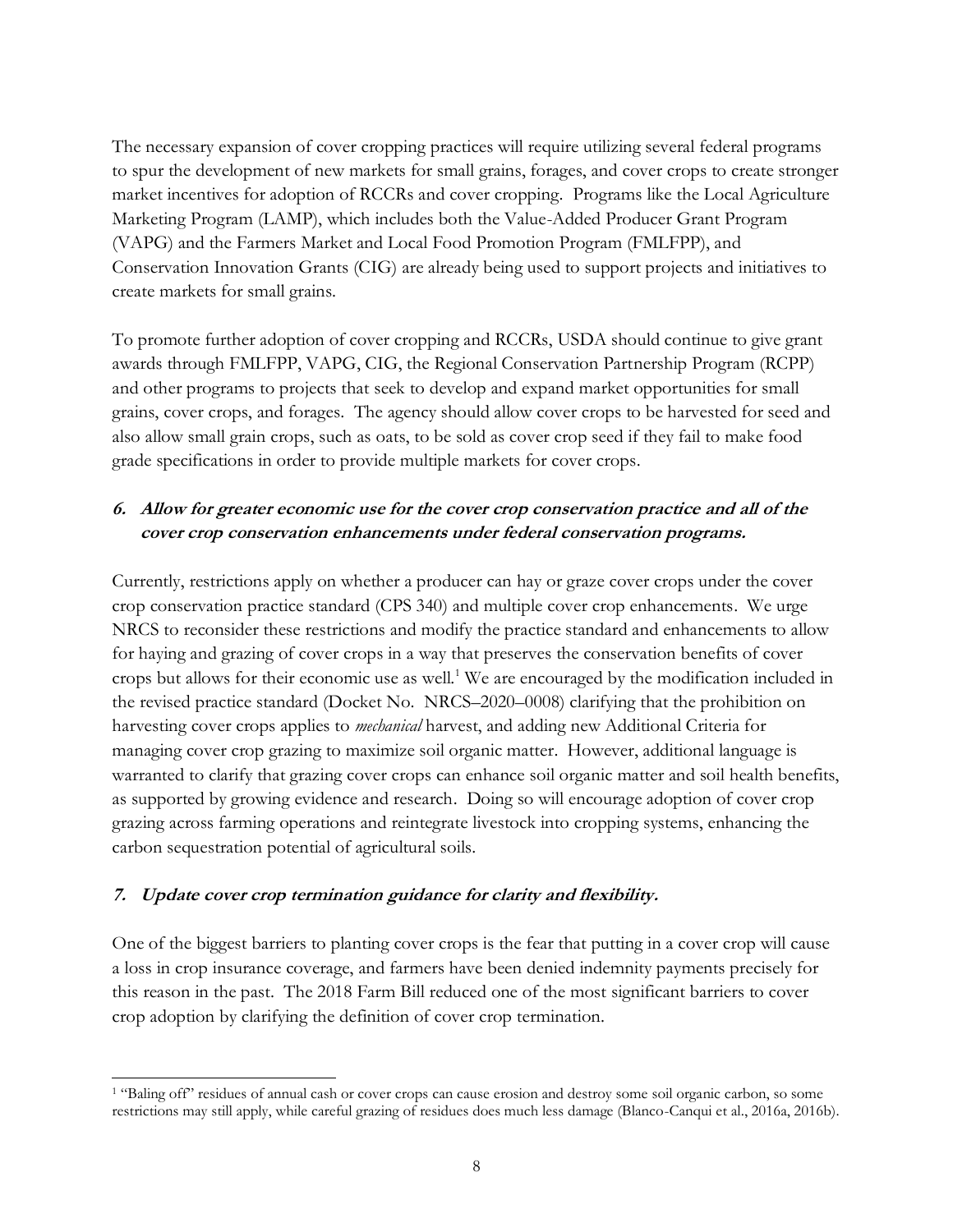The necessary expansion of cover cropping practices will require utilizing several federal programs to spur the development of new markets for small grains, forages, and cover crops to create stronger market incentives for adoption of RCCRs and cover cropping. Programs like the Local Agriculture Marketing Program (LAMP), which includes both the Value-Added Producer Grant Program (VAPG) and the Farmers Market and Local Food Promotion Program (FMLFPP), and Conservation Innovation Grants (CIG) are already being used to support projects and initiatives to create markets for small grains.

To promote further adoption of cover cropping and RCCRs, USDA should continue to give grant awards through FMLFPP, VAPG, CIG, the Regional Conservation Partnership Program (RCPP) and other programs to projects that seek to develop and expand market opportunities for small grains, cover crops, and forages. The agency should allow cover crops to be harvested for seed and also allow small grain crops, such as oats, to be sold as cover crop seed if they fail to make food grade specifications in order to provide multiple markets for cover crops.

### ***6. Allow for greater economic use for the cover crop conservation practice and all of the cover crop conservation enhancements under federal conservation programs.***

Currently, restrictions apply on whether a producer can hay or graze cover crops under the cover crop conservation practice standard (CPS 340) and multiple cover crop enhancements. We urge NRCS to reconsider these restrictions and modify the practice standard and enhancements to allow for haying and grazing of cover crops in a way that preserves the conservation benefits of cover crops but allows for their economic use as well.[1] We are encouraged by the modification included in the revised practice standard (Docket No. NRCS–2020–0008) clarifying that the prohibition on harvesting cover crops applies to *mechanical* harvest, and adding new Additional Criteria for managing cover crop grazing to maximize soil organic matter. However, additional language is warranted to clarify that grazing cover crops can enhance soil organic matter and soil health benefits, as supported by growing evidence and research. Doing so will encourage adoption of cover crop grazing across farming operations and reintegrate livestock into cropping systems, enhancing the carbon sequestration potential of agricultural soils.

### ***7. Update cover crop termination guidance for clarity and flexibility.***

One of the biggest barriers to planting cover crops is the fear that putting in a cover crop will cause a loss in crop insurance coverage, and farmers have been denied indemnity payments precisely for this reason in the past. The 2018 Farm Bill reduced one of the most significant barriers to cover crop adoption by clarifying the definition of cover crop termination.

---

[1] "Baling off" residues of annual cash or cover crops can cause erosion and destroy some soil organic carbon, so some restrictions may still apply, while careful grazing of residues does much less damage (Blanco-Canqui et al., 2016a, 2016b).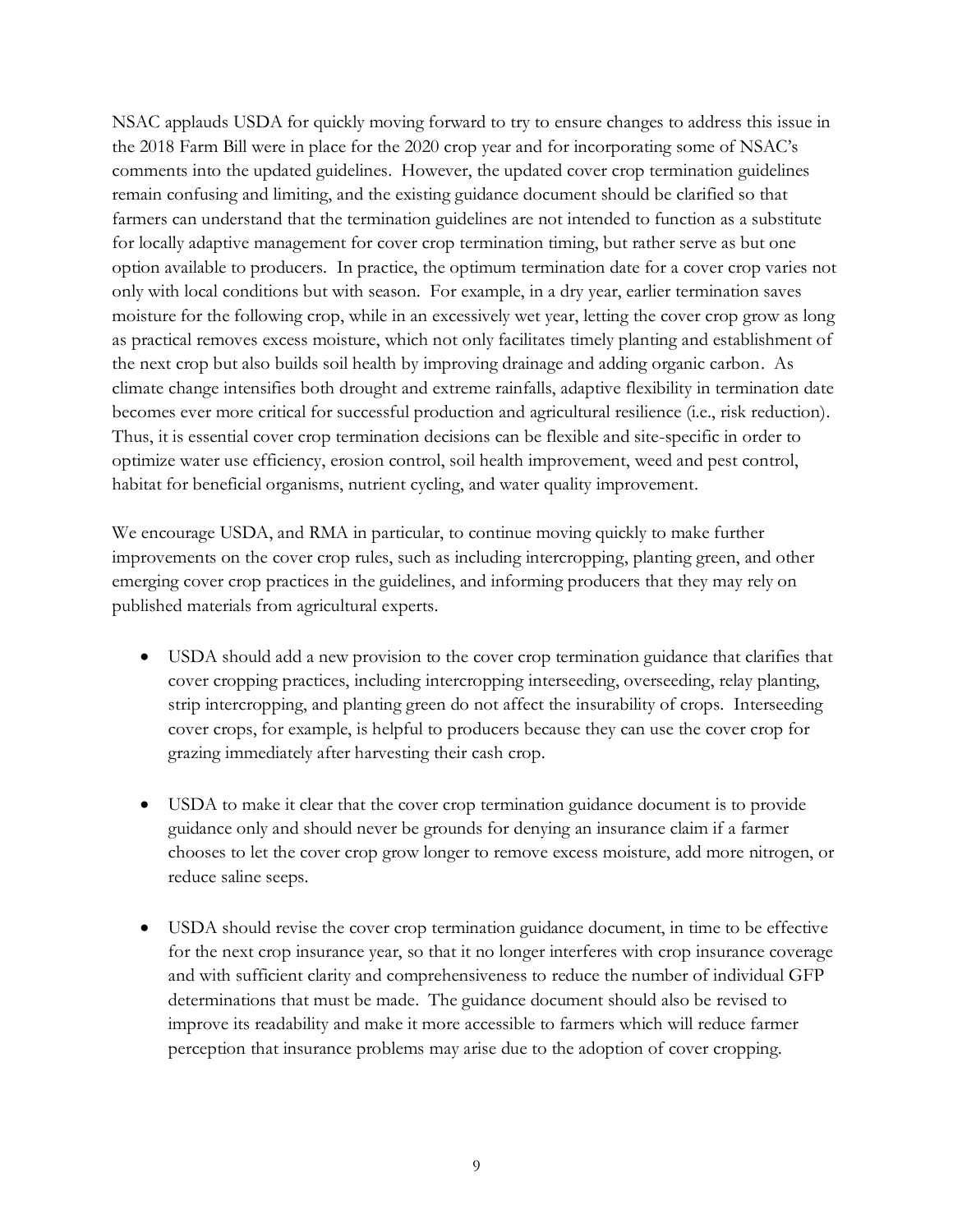NSAC applauds USDA for quickly moving forward to try to ensure changes to address this issue in the 2018 Farm Bill were in place for the 2020 crop year and for incorporating some of NSAC's comments into the updated guidelines. However, the updated cover crop termination guidelines remain confusing and limiting, and the existing guidance document should be clarified so that farmers can understand that the termination guidelines are not intended to function as a substitute for locally adaptive management for cover crop termination timing, but rather serve as but one option available to producers. In practice, the optimum termination date for a cover crop varies not only with local conditions but with season. For example, in a dry year, earlier termination saves moisture for the following crop, while in an excessively wet year, letting the cover crop grow as long as practical removes excess moisture, which not only facilitates timely planting and establishment of the next crop but also builds soil health by improving drainage and adding organic carbon. As climate change intensifies both drought and extreme rainfalls, adaptive flexibility in termination date becomes ever more critical for successful production and agricultural resilience (i.e., risk reduction). Thus, it is essential cover crop termination decisions can be flexible and site-specific in order to optimize water use efficiency, erosion control, soil health improvement, weed and pest control, habitat for beneficial organisms, nutrient cycling, and water quality improvement.

We encourage USDA, and RMA in particular, to continue moving quickly to make further improvements on the cover crop rules, such as including intercropping, planting green, and other emerging cover crop practices in the guidelines, and informing producers that they may rely on published materials from agricultural experts.

- USDA should add a new provision to the cover crop termination guidance that clarifies that cover cropping practices, including intercropping interseeding, overseeding, relay planting, strip intercropping, and planting green do not affect the insurability of crops. Interseeding cover crops, for example, is helpful to producers because they can use the cover crop for grazing immediately after harvesting their cash crop.

- USDA to make it clear that the cover crop termination guidance document is to provide guidance only and should never be grounds for denying an insurance claim if a farmer chooses to let the cover crop grow longer to remove excess moisture, add more nitrogen, or reduce saline seeps.

- USDA should revise the cover crop termination guidance document, in time to be effective for the next crop insurance year, so that it no longer interferes with crop insurance coverage and with sufficient clarity and comprehensiveness to reduce the number of individual GFP determinations that must be made. The guidance document should also be revised to improve its readability and make it more accessible to farmers which will reduce farmer perception that insurance problems may arise due to the adoption of cover cropping.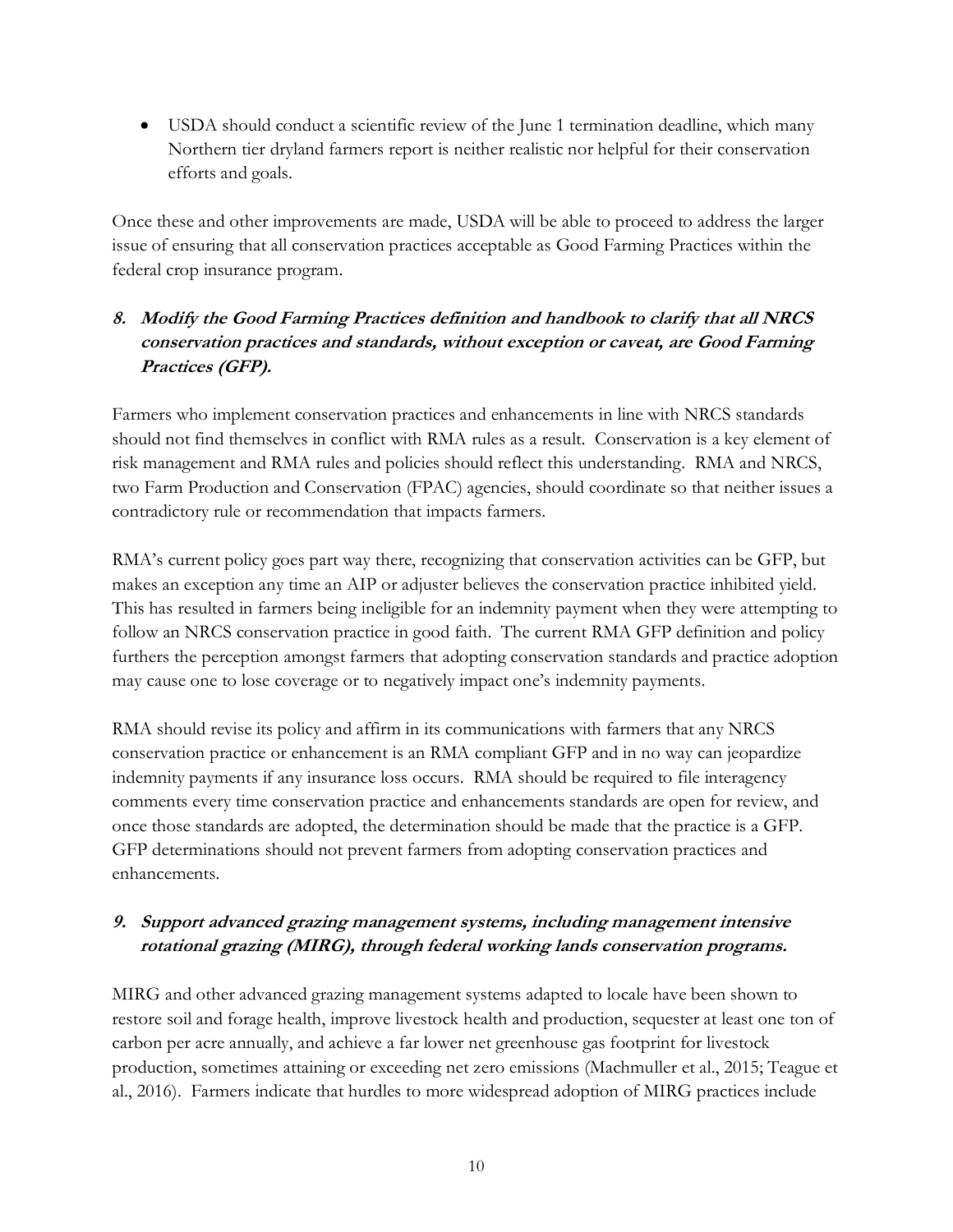- USDA should conduct a scientific review of the June 1 termination deadline, which many Northern tier dryland farmers report is neither realistic nor helpful for their conservation efforts and goals.

Once these and other improvements are made, USDA will be able to proceed to address the larger issue of ensuring that all conservation practices acceptable as Good Farming Practices within the federal crop insurance program.

### *8. Modify the Good Farming Practices definition and handbook to clarify that all NRCS conservation practices and standards, without exception or caveat, are Good Farming Practices (GFP).*

Farmers who implement conservation practices and enhancements in line with NRCS standards should not find themselves in conflict with RMA rules as a result. Conservation is a key element of risk management and RMA rules and policies should reflect this understanding. RMA and NRCS, two Farm Production and Conservation (FPAC) agencies, should coordinate so that neither issues a contradictory rule or recommendation that impacts farmers.

RMA's current policy goes part way there, recognizing that conservation activities can be GFP, but makes an exception any time an AIP or adjuster believes the conservation practice inhibited yield. This has resulted in farmers being ineligible for an indemnity payment when they were attempting to follow an NRCS conservation practice in good faith. The current RMA GFP definition and policy furthers the perception amongst farmers that adopting conservation standards and practice adoption may cause one to lose coverage or to negatively impact one's indemnity payments.

RMA should revise its policy and affirm in its communications with farmers that any NRCS conservation practice or enhancement is an RMA compliant GFP and in no way can jeopardize indemnity payments if any insurance loss occurs. RMA should be required to file interagency comments every time conservation practice and enhancements standards are open for review, and once those standards are adopted, the determination should be made that the practice is a GFP. GFP determinations should not prevent farmers from adopting conservation practices and enhancements.

### *9. Support advanced grazing management systems, including management intensive rotational grazing (MIRG), through federal working lands conservation programs.*

MIRG and other advanced grazing management systems adapted to locale have been shown to restore soil and forage health, improve livestock health and production, sequester at least one ton of carbon per acre annually, and achieve a far lower net greenhouse gas footprint for livestock production, sometimes attaining or exceeding net zero emissions (Machmuller et al., 2015; Teague et al., 2016). Farmers indicate that hurdles to more widespread adoption of MIRG practices include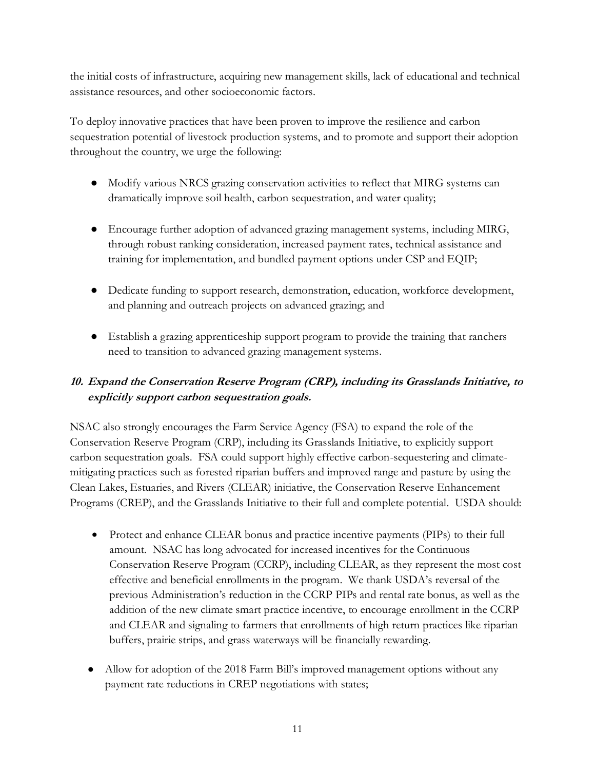the initial costs of infrastructure, acquiring new management skills, lack of educational and technical assistance resources, and other socioeconomic factors.

To deploy innovative practices that have been proven to improve the resilience and carbon sequestration potential of livestock production systems, and to promote and support their adoption throughout the country, we urge the following:

- Modify various NRCS grazing conservation activities to reflect that MIRG systems can dramatically improve soil health, carbon sequestration, and water quality;
- Encourage further adoption of advanced grazing management systems, including MIRG, through robust ranking consideration, increased payment rates, technical assistance and training for implementation, and bundled payment options under CSP and EQIP;
- Dedicate funding to support research, demonstration, education, workforce development, and planning and outreach projects on advanced grazing; and
- Establish a grazing apprenticeship support program to provide the training that ranchers need to transition to advanced grazing management systems.

### *10. Expand the Conservation Reserve Program (CRP), including its Grasslands Initiative, to explicitly support carbon sequestration goals.*

NSAC also strongly encourages the Farm Service Agency (FSA) to expand the role of the Conservation Reserve Program (CRP), including its Grasslands Initiative, to explicitly support carbon sequestration goals. FSA could support highly effective carbon-sequestering and climate-mitigating practices such as forested riparian buffers and improved range and pasture by using the Clean Lakes, Estuaries, and Rivers (CLEAR) initiative, the Conservation Reserve Enhancement Programs (CREP), and the Grasslands Initiative to their full and complete potential. USDA should:

- Protect and enhance CLEAR bonus and practice incentive payments (PIPs) to their full amount. NSAC has long advocated for increased incentives for the Continuous Conservation Reserve Program (CCRP), including CLEAR, as they represent the most cost effective and beneficial enrollments in the program. We thank USDA's reversal of the previous Administration's reduction in the CCRP PIPs and rental rate bonus, as well as the addition of the new climate smart practice incentive, to encourage enrollment in the CCRP and CLEAR and signaling to farmers that enrollments of high return practices like riparian buffers, prairie strips, and grass waterways will be financially rewarding.
- Allow for adoption of the 2018 Farm Bill's improved management options without any payment rate reductions in CREP negotiations with states;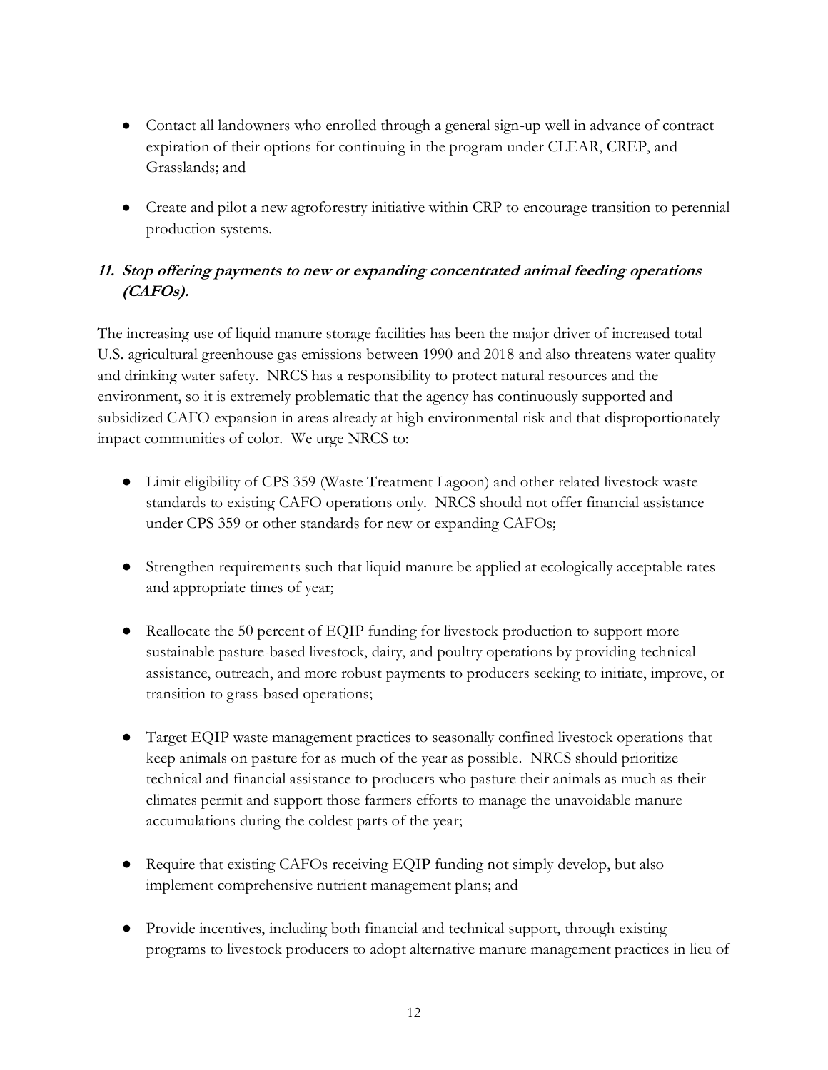- Contact all landowners who enrolled through a general sign-up well in advance of contract expiration of their options for continuing in the program under CLEAR, CREP, and Grasslands; and

- Create and pilot a new agroforestry initiative within CRP to encourage transition to perennial production systems.

### 11. *Stop offering payments to new or expanding concentrated animal feeding operations (CAFOs).*

The increasing use of liquid manure storage facilities has been the major driver of increased total U.S. agricultural greenhouse gas emissions between 1990 and 2018 and also threatens water quality and drinking water safety. NRCS has a responsibility to protect natural resources and the environment, so it is extremely problematic that the agency has continuously supported and subsidized CAFO expansion in areas already at high environmental risk and that disproportionately impact communities of color. We urge NRCS to:

- Limit eligibility of CPS 359 (Waste Treatment Lagoon) and other related livestock waste standards to existing CAFO operations only. NRCS should not offer financial assistance under CPS 359 or other standards for new or expanding CAFOs;

- Strengthen requirements such that liquid manure be applied at ecologically acceptable rates and appropriate times of year;

- Reallocate the 50 percent of EQIP funding for livestock production to support more sustainable pasture-based livestock, dairy, and poultry operations by providing technical assistance, outreach, and more robust payments to producers seeking to initiate, improve, or transition to grass-based operations;

- Target EQIP waste management practices to seasonally confined livestock operations that keep animals on pasture for as much of the year as possible. NRCS should prioritize technical and financial assistance to producers who pasture their animals as much as their climates permit and support those farmers efforts to manage the unavoidable manure accumulations during the coldest parts of the year;

- Require that existing CAFOs receiving EQIP funding not simply develop, but also implement comprehensive nutrient management plans; and

- Provide incentives, including both financial and technical support, through existing programs to livestock producers to adopt alternative manure management practices in lieu of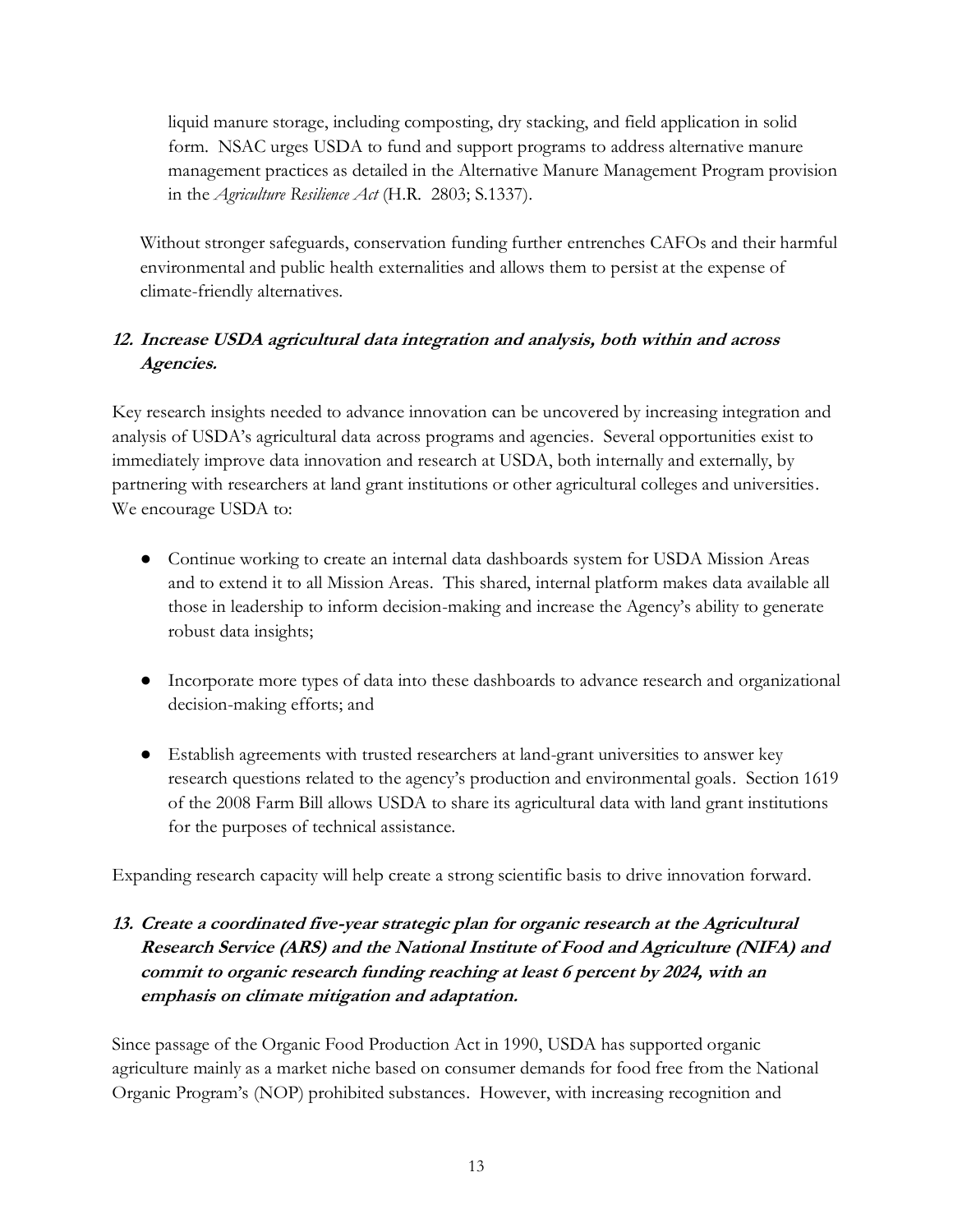liquid manure storage, including composting, dry stacking, and field application in solid form. NSAC urges USDA to fund and support programs to address alternative manure management practices as detailed in the Alternative Manure Management Program provision in the *Agriculture Resilience Act* (H.R. 2803; S.1337).

Without stronger safeguards, conservation funding further entrenches CAFOs and their harmful environmental and public health externalities and allows them to persist at the expense of climate-friendly alternatives.

### *12. Increase USDA agricultural data integration and analysis, both within and across Agencies.*

Key research insights needed to advance innovation can be uncovered by increasing integration and analysis of USDA's agricultural data across programs and agencies. Several opportunities exist to immediately improve data innovation and research at USDA, both internally and externally, by partnering with researchers at land grant institutions or other agricultural colleges and universities. We encourage USDA to:

- Continue working to create an internal data dashboards system for USDA Mission Areas and to extend it to all Mission Areas. This shared, internal platform makes data available all those in leadership to inform decision-making and increase the Agency's ability to generate robust data insights;

- Incorporate more types of data into these dashboards to advance research and organizational decision-making efforts; and

- Establish agreements with trusted researchers at land-grant universities to answer key research questions related to the agency's production and environmental goals. Section 1619 of the 2008 Farm Bill allows USDA to share its agricultural data with land grant institutions for the purposes of technical assistance.

Expanding research capacity will help create a strong scientific basis to drive innovation forward.

### *13. Create a coordinated five-year strategic plan for organic research at the Agricultural Research Service (ARS) and the National Institute of Food and Agriculture (NIFA) and commit to organic research funding reaching at least 6 percent by 2024, with an emphasis on climate mitigation and adaptation.*

Since passage of the Organic Food Production Act in 1990, USDA has supported organic agriculture mainly as a market niche based on consumer demands for food free from the National Organic Program's (NOP) prohibited substances. However, with increasing recognition and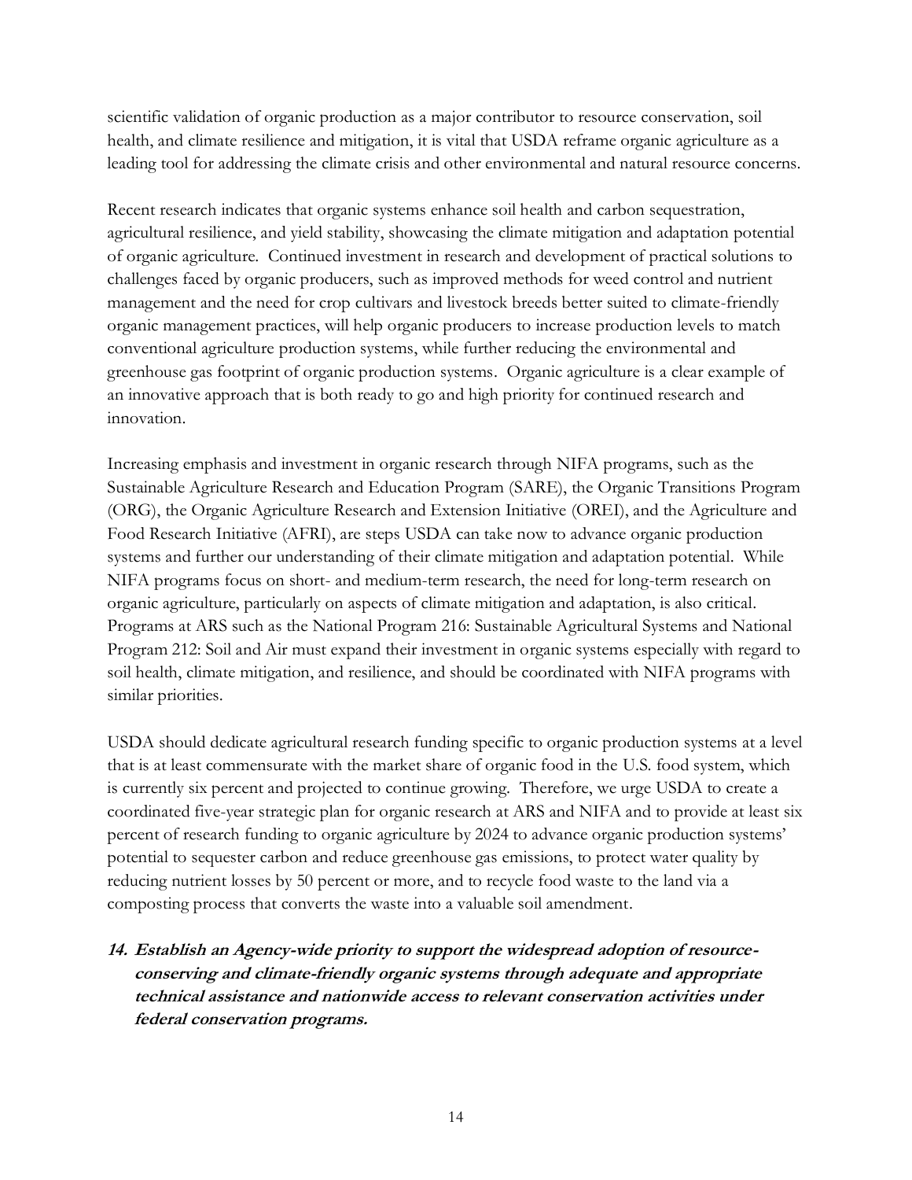scientific validation of organic production as a major contributor to resource conservation, soil health, and climate resilience and mitigation, it is vital that USDA reframe organic agriculture as a leading tool for addressing the climate crisis and other environmental and natural resource concerns.

Recent research indicates that organic systems enhance soil health and carbon sequestration, agricultural resilience, and yield stability, showcasing the climate mitigation and adaptation potential of organic agriculture. Continued investment in research and development of practical solutions to challenges faced by organic producers, such as improved methods for weed control and nutrient management and the need for crop cultivars and livestock breeds better suited to climate-friendly organic management practices, will help organic producers to increase production levels to match conventional agriculture production systems, while further reducing the environmental and greenhouse gas footprint of organic production systems. Organic agriculture is a clear example of an innovative approach that is both ready to go and high priority for continued research and innovation.

Increasing emphasis and investment in organic research through NIFA programs, such as the Sustainable Agriculture Research and Education Program (SARE), the Organic Transitions Program (ORG), the Organic Agriculture Research and Extension Initiative (OREI), and the Agriculture and Food Research Initiative (AFRI), are steps USDA can take now to advance organic production systems and further our understanding of their climate mitigation and adaptation potential. While NIFA programs focus on short- and medium-term research, the need for long-term research on organic agriculture, particularly on aspects of climate mitigation and adaptation, is also critical. Programs at ARS such as the National Program 216: Sustainable Agricultural Systems and National Program 212: Soil and Air must expand their investment in organic systems especially with regard to soil health, climate mitigation, and resilience, and should be coordinated with NIFA programs with similar priorities.

USDA should dedicate agricultural research funding specific to organic production systems at a level that is at least commensurate with the market share of organic food in the U.S. food system, which is currently six percent and projected to continue growing. Therefore, we urge USDA to create a coordinated five-year strategic plan for organic research at ARS and NIFA and to provide at least six percent of research funding to organic agriculture by 2024 to advance organic production systems' potential to sequester carbon and reduce greenhouse gas emissions, to protect water quality by reducing nutrient losses by 50 percent or more, and to recycle food waste to the land via a composting process that converts the waste into a valuable soil amendment.

14. ***Establish an Agency-wide priority to support the widespread adoption of resource-conserving and climate-friendly organic systems through adequate and appropriate technical assistance and nationwide access to relevant conservation activities under federal conservation programs.***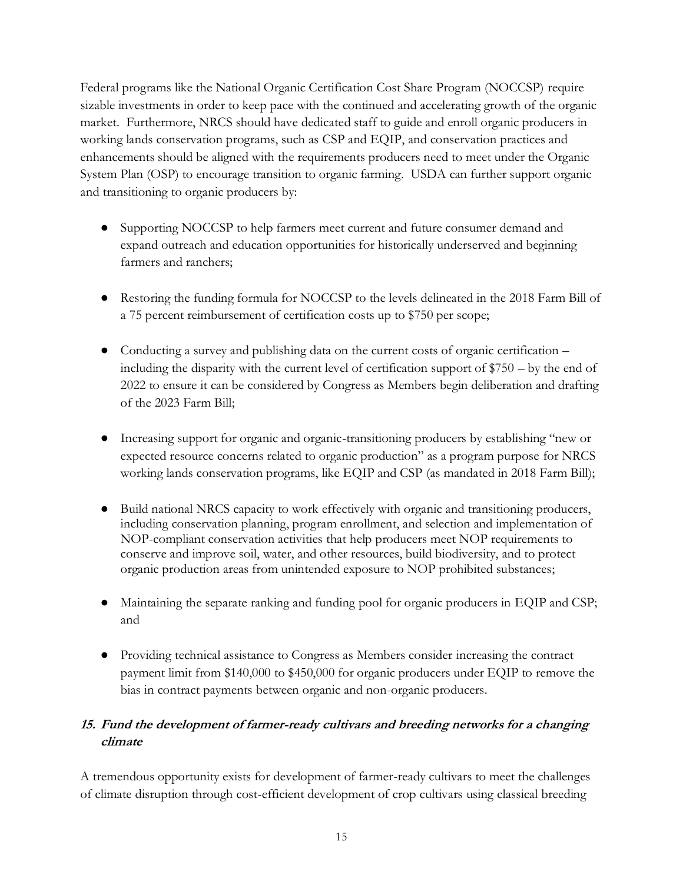Federal programs like the National Organic Certification Cost Share Program (NOCCSP) require sizable investments in order to keep pace with the continued and accelerating growth of the organic market. Furthermore, NRCS should have dedicated staff to guide and enroll organic producers in working lands conservation programs, such as CSP and EQIP, and conservation practices and enhancements should be aligned with the requirements producers need to meet under the Organic System Plan (OSP) to encourage transition to organic farming. USDA can further support organic and transitioning to organic producers by:

- Supporting NOCCSP to help farmers meet current and future consumer demand and expand outreach and education opportunities for historically underserved and beginning farmers and ranchers;
- Restoring the funding formula for NOCCSP to the levels delineated in the 2018 Farm Bill of a 75 percent reimbursement of certification costs up to $750 per scope;
- Conducting a survey and publishing data on the current costs of organic certification – including the disparity with the current level of certification support of $750 – by the end of 2022 to ensure it can be considered by Congress as Members begin deliberation and drafting of the 2023 Farm Bill;
- Increasing support for organic and organic-transitioning producers by establishing "new or expected resource concerns related to organic production" as a program purpose for NRCS working lands conservation programs, like EQIP and CSP (as mandated in 2018 Farm Bill);
- Build national NRCS capacity to work effectively with organic and transitioning producers, including conservation planning, program enrollment, and selection and implementation of NOP-compliant conservation activities that help producers meet NOP requirements to conserve and improve soil, water, and other resources, build biodiversity, and to protect organic production areas from unintended exposure to NOP prohibited substances;
- Maintaining the separate ranking and funding pool for organic producers in EQIP and CSP; and
- Providing technical assistance to Congress as Members consider increasing the contract payment limit from $140,000 to $450,000 for organic producers under EQIP to remove the bias in contract payments between organic and non-organic producers.

### *15. Fund the development of farmer-ready cultivars and breeding networks for a changing climate*

A tremendous opportunity exists for development of farmer-ready cultivars to meet the challenges of climate disruption through cost-efficient development of crop cultivars using classical breeding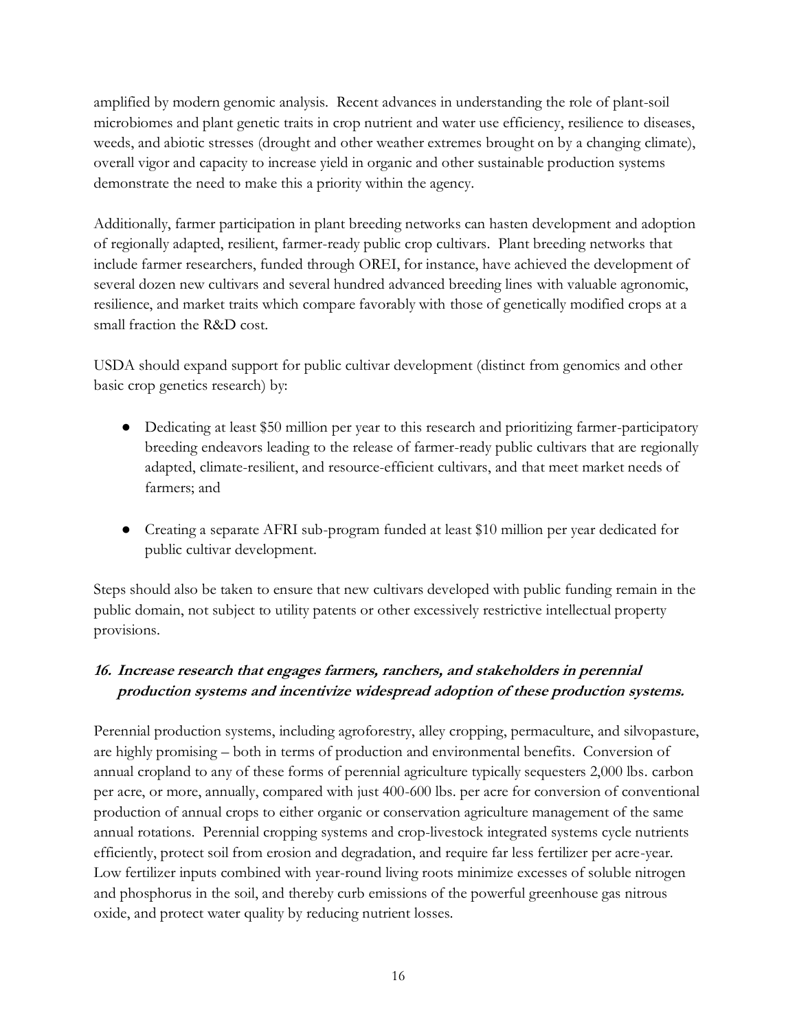amplified by modern genomic analysis. Recent advances in understanding the role of plant-soil microbiomes and plant genetic traits in crop nutrient and water use efficiency, resilience to diseases, weeds, and abiotic stresses (drought and other weather extremes brought on by a changing climate), overall vigor and capacity to increase yield in organic and other sustainable production systems demonstrate the need to make this a priority within the agency.

Additionally, farmer participation in plant breeding networks can hasten development and adoption of regionally adapted, resilient, farmer-ready public crop cultivars. Plant breeding networks that include farmer researchers, funded through OREI, for instance, have achieved the development of several dozen new cultivars and several hundred advanced breeding lines with valuable agronomic, resilience, and market traits which compare favorably with those of genetically modified crops at a small fraction the R&D cost.

USDA should expand support for public cultivar development (distinct from genomics and other basic crop genetics research) by:

- Dedicating at least $50 million per year to this research and prioritizing farmer-participatory breeding endeavors leading to the release of farmer-ready public cultivars that are regionally adapted, climate-resilient, and resource-efficient cultivars, and that meet market needs of farmers; and

- Creating a separate AFRI sub-program funded at least $10 million per year dedicated for public cultivar development.

Steps should also be taken to ensure that new cultivars developed with public funding remain in the public domain, not subject to utility patents or other excessively restrictive intellectual property provisions.

### ***16. Increase research that engages farmers, ranchers, and stakeholders in perennial production systems and incentivize widespread adoption of these production systems.***

Perennial production systems, including agroforestry, alley cropping, permaculture, and silvopasture, are highly promising – both in terms of production and environmental benefits. Conversion of annual cropland to any of these forms of perennial agriculture typically sequesters 2,000 lbs. carbon per acre, or more, annually, compared with just 400-600 lbs. per acre for conversion of conventional production of annual crops to either organic or conservation agriculture management of the same annual rotations. Perennial cropping systems and crop-livestock integrated systems cycle nutrients efficiently, protect soil from erosion and degradation, and require far less fertilizer per acre-year. Low fertilizer inputs combined with year-round living roots minimize excesses of soluble nitrogen and phosphorus in the soil, and thereby curb emissions of the powerful greenhouse gas nitrous oxide, and protect water quality by reducing nutrient losses.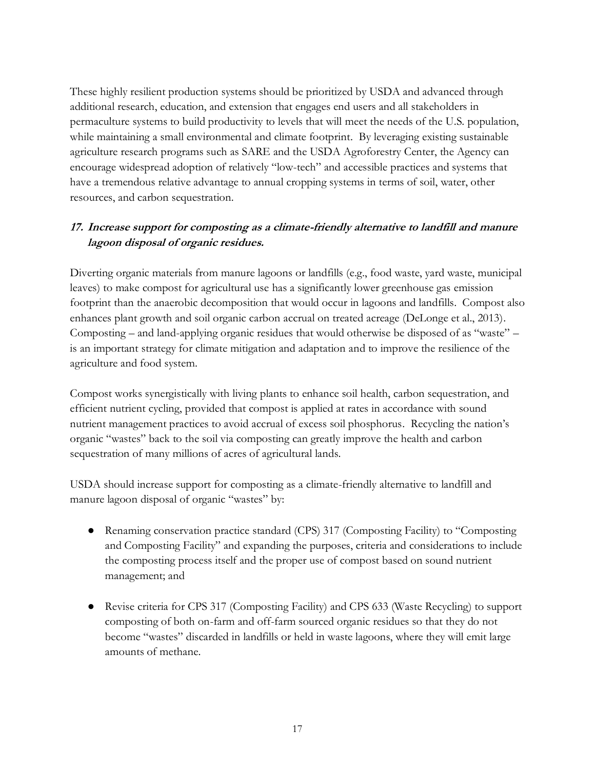These highly resilient production systems should be prioritized by USDA and advanced through additional research, education, and extension that engages end users and all stakeholders in permaculture systems to build productivity to levels that will meet the needs of the U.S. population, while maintaining a small environmental and climate footprint. By leveraging existing sustainable agriculture research programs such as SARE and the USDA Agroforestry Center, the Agency can encourage widespread adoption of relatively "low-tech" and accessible practices and systems that have a tremendous relative advantage to annual cropping systems in terms of soil, water, other resources, and carbon sequestration.

### *17. Increase support for composting as a climate-friendly alternative to landfill and manure lagoon disposal of organic residues.*

Diverting organic materials from manure lagoons or landfills (e.g., food waste, yard waste, municipal leaves) to make compost for agricultural use has a significantly lower greenhouse gas emission footprint than the anaerobic decomposition that would occur in lagoons and landfills. Compost also enhances plant growth and soil organic carbon accrual on treated acreage (DeLonge et al., 2013). Composting – and land-applying organic residues that would otherwise be disposed of as "waste" – is an important strategy for climate mitigation and adaptation and to improve the resilience of the agriculture and food system.

Compost works synergistically with living plants to enhance soil health, carbon sequestration, and efficient nutrient cycling, provided that compost is applied at rates in accordance with sound nutrient management practices to avoid accrual of excess soil phosphorus. Recycling the nation's organic "wastes" back to the soil via composting can greatly improve the health and carbon sequestration of many millions of acres of agricultural lands.

USDA should increase support for composting as a climate-friendly alternative to landfill and manure lagoon disposal of organic "wastes" by:

- Renaming conservation practice standard (CPS) 317 (Composting Facility) to "Composting and Composting Facility" and expanding the purposes, criteria and considerations to include the composting process itself and the proper use of compost based on sound nutrient management; and
- Revise criteria for CPS 317 (Composting Facility) and CPS 633 (Waste Recycling) to support composting of both on-farm and off-farm sourced organic residues so that they do not become "wastes" discarded in landfills or held in waste lagoons, where they will emit large amounts of methane.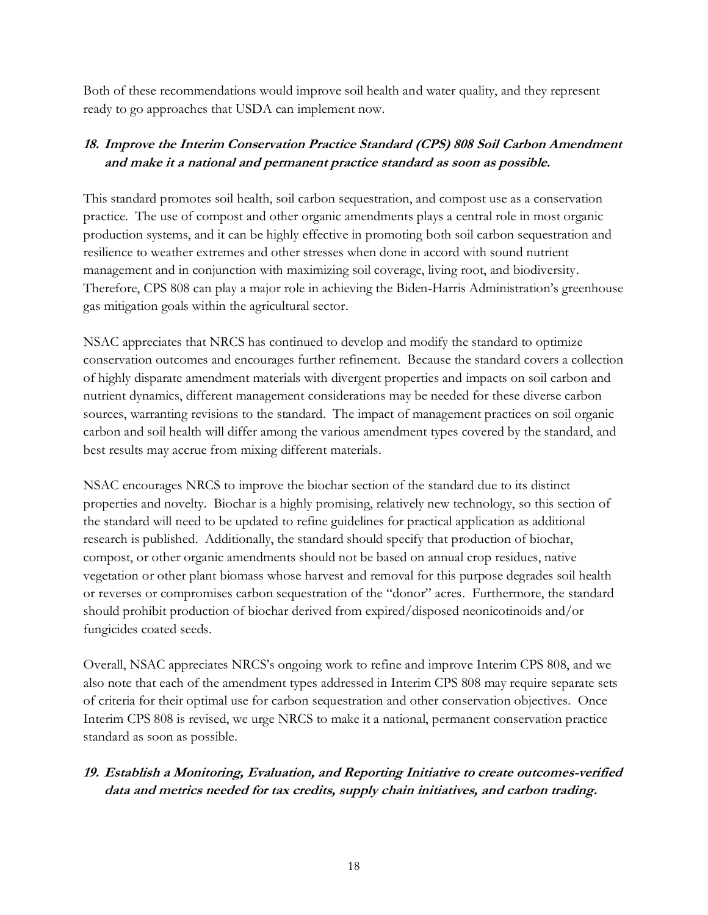Both of these recommendations would improve soil health and water quality, and they represent ready to go approaches that USDA can implement now.

### ***18. Improve the Interim Conservation Practice Standard (CPS) 808 Soil Carbon Amendment and make it a national and permanent practice standard as soon as possible.***

This standard promotes soil health, soil carbon sequestration, and compost use as a conservation practice. The use of compost and other organic amendments plays a central role in most organic production systems, and it can be highly effective in promoting both soil carbon sequestration and resilience to weather extremes and other stresses when done in accord with sound nutrient management and in conjunction with maximizing soil coverage, living root, and biodiversity. Therefore, CPS 808 can play a major role in achieving the Biden-Harris Administration's greenhouse gas mitigation goals within the agricultural sector.

NSAC appreciates that NRCS has continued to develop and modify the standard to optimize conservation outcomes and encourages further refinement. Because the standard covers a collection of highly disparate amendment materials with divergent properties and impacts on soil carbon and nutrient dynamics, different management considerations may be needed for these diverse carbon sources, warranting revisions to the standard. The impact of management practices on soil organic carbon and soil health will differ among the various amendment types covered by the standard, and best results may accrue from mixing different materials.

NSAC encourages NRCS to improve the biochar section of the standard due to its distinct properties and novelty. Biochar is a highly promising, relatively new technology, so this section of the standard will need to be updated to refine guidelines for practical application as additional research is published. Additionally, the standard should specify that production of biochar, compost, or other organic amendments should not be based on annual crop residues, native vegetation or other plant biomass whose harvest and removal for this purpose degrades soil health or reverses or compromises carbon sequestration of the "donor" acres. Furthermore, the standard should prohibit production of biochar derived from expired/disposed neonicotinoids and/or fungicides coated seeds.

Overall, NSAC appreciates NRCS's ongoing work to refine and improve Interim CPS 808, and we also note that each of the amendment types addressed in Interim CPS 808 may require separate sets of criteria for their optimal use for carbon sequestration and other conservation objectives. Once Interim CPS 808 is revised, we urge NRCS to make it a national, permanent conservation practice standard as soon as possible.

### ***19. Establish a Monitoring, Evaluation, and Reporting Initiative to create outcomes-verified data and metrics needed for tax credits, supply chain initiatives, and carbon trading.***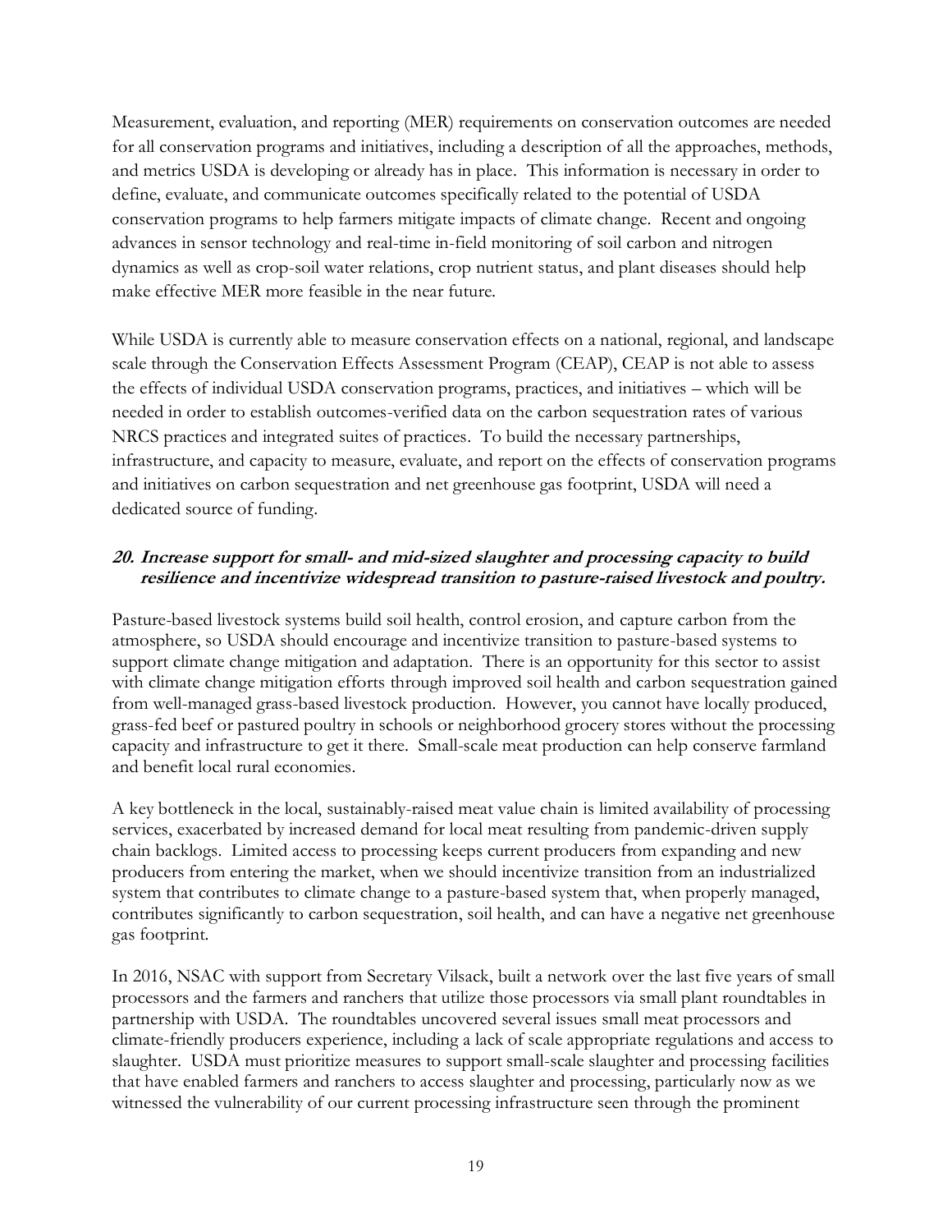Measurement, evaluation, and reporting (MER) requirements on conservation outcomes are needed for all conservation programs and initiatives, including a description of all the approaches, methods, and metrics USDA is developing or already has in place. This information is necessary in order to define, evaluate, and communicate outcomes specifically related to the potential of USDA conservation programs to help farmers mitigate impacts of climate change. Recent and ongoing advances in sensor technology and real-time in-field monitoring of soil carbon and nitrogen dynamics as well as crop-soil water relations, crop nutrient status, and plant diseases should help make effective MER more feasible in the near future.

While USDA is currently able to measure conservation effects on a national, regional, and landscape scale through the Conservation Effects Assessment Program (CEAP), CEAP is not able to assess the effects of individual USDA conservation programs, practices, and initiatives – which will be needed in order to establish outcomes-verified data on the carbon sequestration rates of various NRCS practices and integrated suites of practices. To build the necessary partnerships, infrastructure, and capacity to measure, evaluate, and report on the effects of conservation programs and initiatives on carbon sequestration and net greenhouse gas footprint, USDA will need a dedicated source of funding.

### *20. Increase support for small- and mid-sized slaughter and processing capacity to build resilience and incentivize widespread transition to pasture-raised livestock and poultry.*

Pasture-based livestock systems build soil health, control erosion, and capture carbon from the atmosphere, so USDA should encourage and incentivize transition to pasture-based systems to support climate change mitigation and adaptation. There is an opportunity for this sector to assist with climate change mitigation efforts through improved soil health and carbon sequestration gained from well-managed grass-based livestock production. However, you cannot have locally produced, grass-fed beef or pastured poultry in schools or neighborhood grocery stores without the processing capacity and infrastructure to get it there. Small-scale meat production can help conserve farmland and benefit local rural economies.

A key bottleneck in the local, sustainably-raised meat value chain is limited availability of processing services, exacerbated by increased demand for local meat resulting from pandemic-driven supply chain backlogs. Limited access to processing keeps current producers from expanding and new producers from entering the market, when we should incentivize transition from an industrialized system that contributes to climate change to a pasture-based system that, when properly managed, contributes significantly to carbon sequestration, soil health, and can have a negative net greenhouse gas footprint.

In 2016, NSAC with support from Secretary Vilsack, built a network over the last five years of small processors and the farmers and ranchers that utilize those processors via small plant roundtables in partnership with USDA. The roundtables uncovered several issues small meat processors and climate-friendly producers experience, including a lack of scale appropriate regulations and access to slaughter. USDA must prioritize measures to support small-scale slaughter and processing facilities that have enabled farmers and ranchers to access slaughter and processing, particularly now as we witnessed the vulnerability of our current processing infrastructure seen through the prominent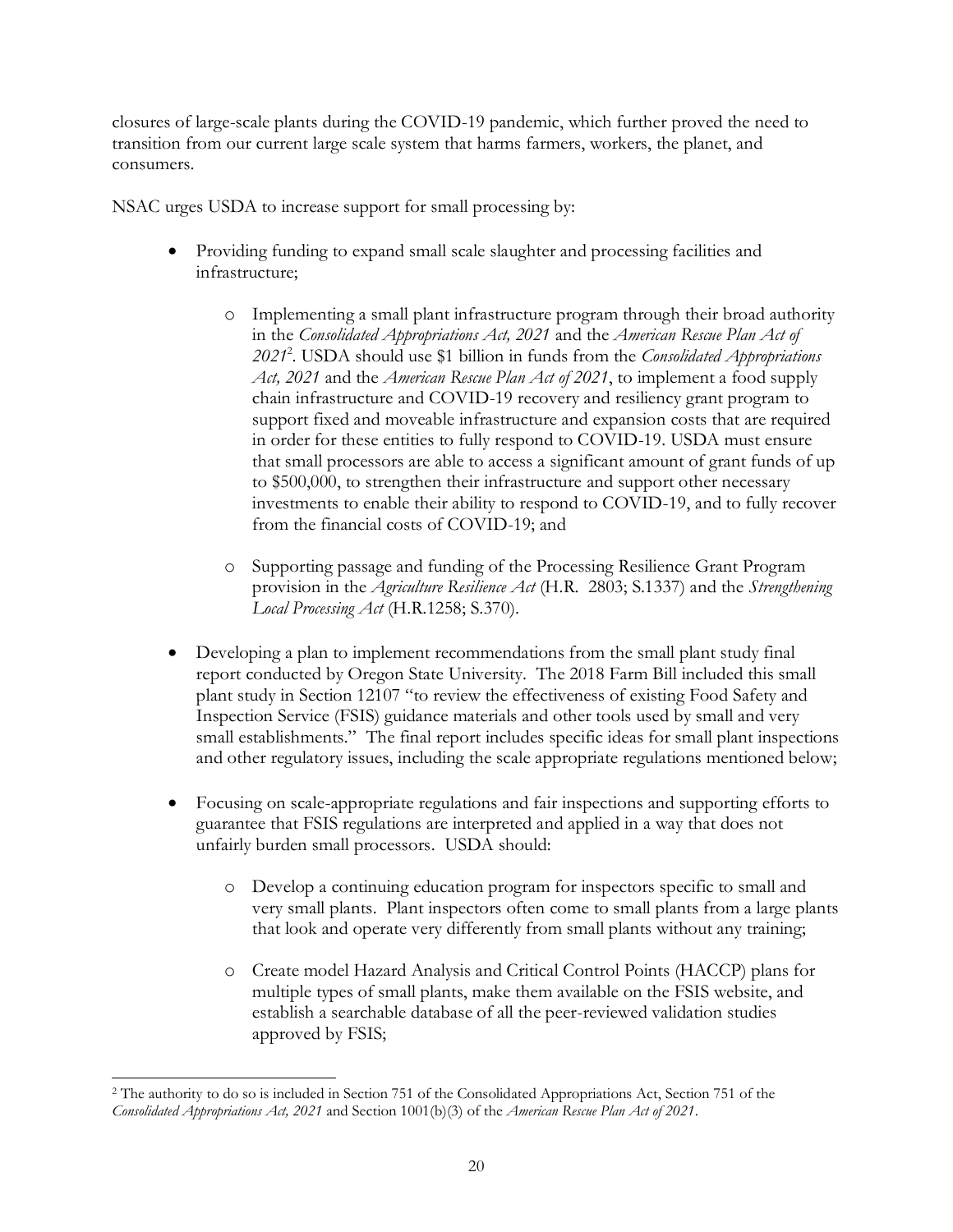closures of large-scale plants during the COVID-19 pandemic, which further proved the need to transition from our current large scale system that harms farmers, workers, the planet, and consumers.

NSAC urges USDA to increase support for small processing by:

- Providing funding to expand small scale slaughter and processing facilities and infrastructure;
    - Implementing a small plant infrastructure program through their broad authority in the *Consolidated Appropriations Act, 2021* and the *American Rescue Plan Act of 2021*[2]. USDA should use $1 billion in funds from the *Consolidated Appropriations Act, 2021* and the *American Rescue Plan Act of 2021*, to implement a food supply chain infrastructure and COVID-19 recovery and resiliency grant program to support fixed and moveable infrastructure and expansion costs that are required in order for these entities to fully respond to COVID-19. USDA must ensure that small processors are able to access a significant amount of grant funds of up to $500,000, to strengthen their infrastructure and support other necessary investments to enable their ability to respond to COVID-19, and to fully recover from the financial costs of COVID-19; and
    - Supporting passage and funding of the Processing Resilience Grant Program provision in the *Agriculture Resilience Act* (H.R. 2803; S.1337) and the *Strengthening Local Processing Act* (H.R.1258; S.370).
- Developing a plan to implement recommendations from the small plant study final report conducted by Oregon State University. The 2018 Farm Bill included this small plant study in Section 12107 "to review the effectiveness of existing Food Safety and Inspection Service (FSIS) guidance materials and other tools used by small and very small establishments." The final report includes specific ideas for small plant inspections and other regulatory issues, including the scale appropriate regulations mentioned below;
- Focusing on scale-appropriate regulations and fair inspections and supporting efforts to guarantee that FSIS regulations are interpreted and applied in a way that does not unfairly burden small processors. USDA should:
    - Develop a continuing education program for inspectors specific to small and very small plants. Plant inspectors often come to small plants from a large plants that look and operate very differently from small plants without any training;
    - Create model Hazard Analysis and Critical Control Points (HACCP) plans for multiple types of small plants, make them available on the FSIS website, and establish a searchable database of all the peer-reviewed validation studies approved by FSIS;

---

[2] The authority to do so is included in Section 751 of the Consolidated Appropriations Act, Section 751 of the *Consolidated Appropriations Act, 2021* and Section 1001(b)(3) of the *American Rescue Plan Act of 2021*.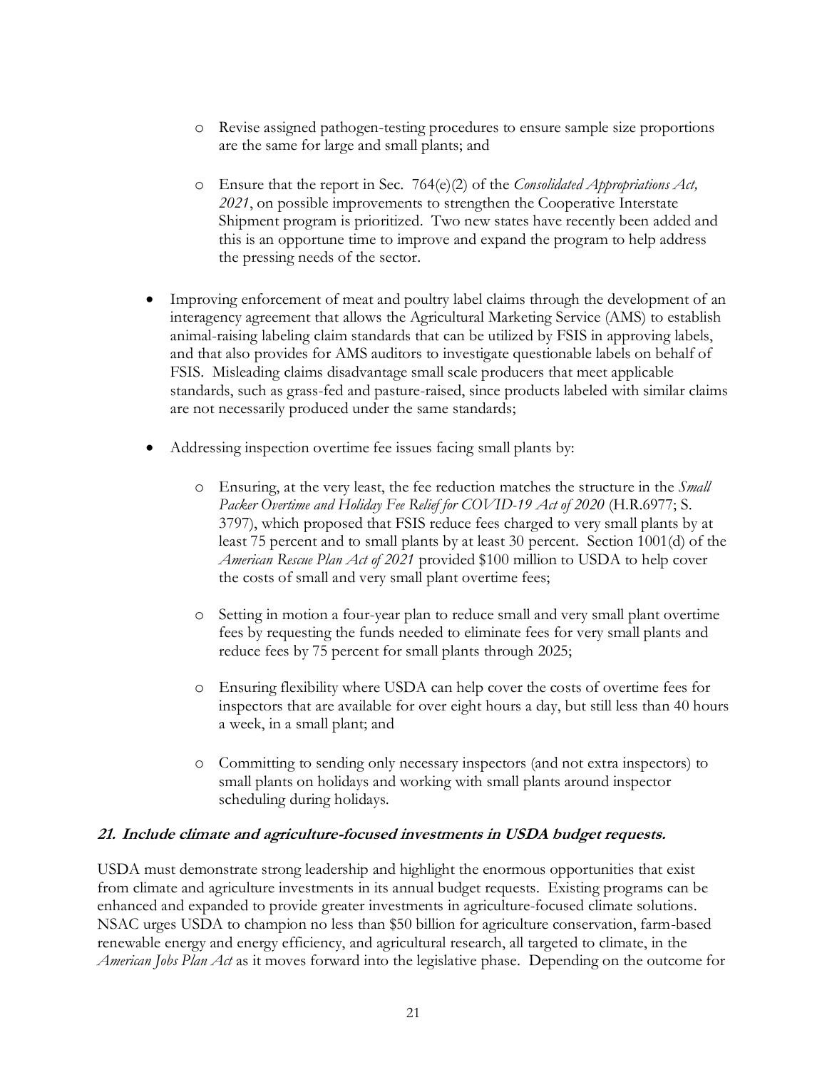- Revise assigned pathogen-testing procedures to ensure sample size proportions are the same for large and small plants; and

    - Ensure that the report in Sec. 764(e)(2) of the *Consolidated Appropriations Act, 2021*, on possible improvements to strengthen the Cooperative Interstate Shipment program is prioritized. Two new states have recently been added and this is an opportune time to improve and expand the program to help address the pressing needs of the sector.

- Improving enforcement of meat and poultry label claims through the development of an interagency agreement that allows the Agricultural Marketing Service (AMS) to establish animal-raising labeling claim standards that can be utilized by FSIS in approving labels, and that also provides for AMS auditors to investigate questionable labels on behalf of FSIS. Misleading claims disadvantage small scale producers that meet applicable standards, such as grass-fed and pasture-raised, since products labeled with similar claims are not necessarily produced under the same standards;

- Addressing inspection overtime fee issues facing small plants by:

    - Ensuring, at the very least, the fee reduction matches the structure in the *Small Packer Overtime and Holiday Fee Relief for COVID-19 Act of 2020* (H.R.6977; S. 3797), which proposed that FSIS reduce fees charged to very small plants by at least 75 percent and to small plants by at least 30 percent. Section 1001(d) of the *American Rescue Plan Act of 2021* provided $100 million to USDA to help cover the costs of small and very small plant overtime fees;

    - Setting in motion a four-year plan to reduce small and very small plant overtime fees by requesting the funds needed to eliminate fees for very small plants and reduce fees by 75 percent for small plants through 2025;

    - Ensuring flexibility where USDA can help cover the costs of overtime fees for inspectors that are available for over eight hours a day, but still less than 40 hours a week, in a small plant; and

    - Committing to sending only necessary inspectors (and not extra inspectors) to small plants on holidays and working with small plants around inspector scheduling during holidays.

### *21. Include climate and agriculture-focused investments in USDA budget requests.*

USDA must demonstrate strong leadership and highlight the enormous opportunities that exist from climate and agriculture investments in its annual budget requests. Existing programs can be enhanced and expanded to provide greater investments in agriculture-focused climate solutions. NSAC urges USDA to champion no less than $50 billion for agriculture conservation, farm-based renewable energy and energy efficiency, and agricultural research, all targeted to climate, in the *American Jobs Plan Act* as it moves forward into the legislative phase. Depending on the outcome for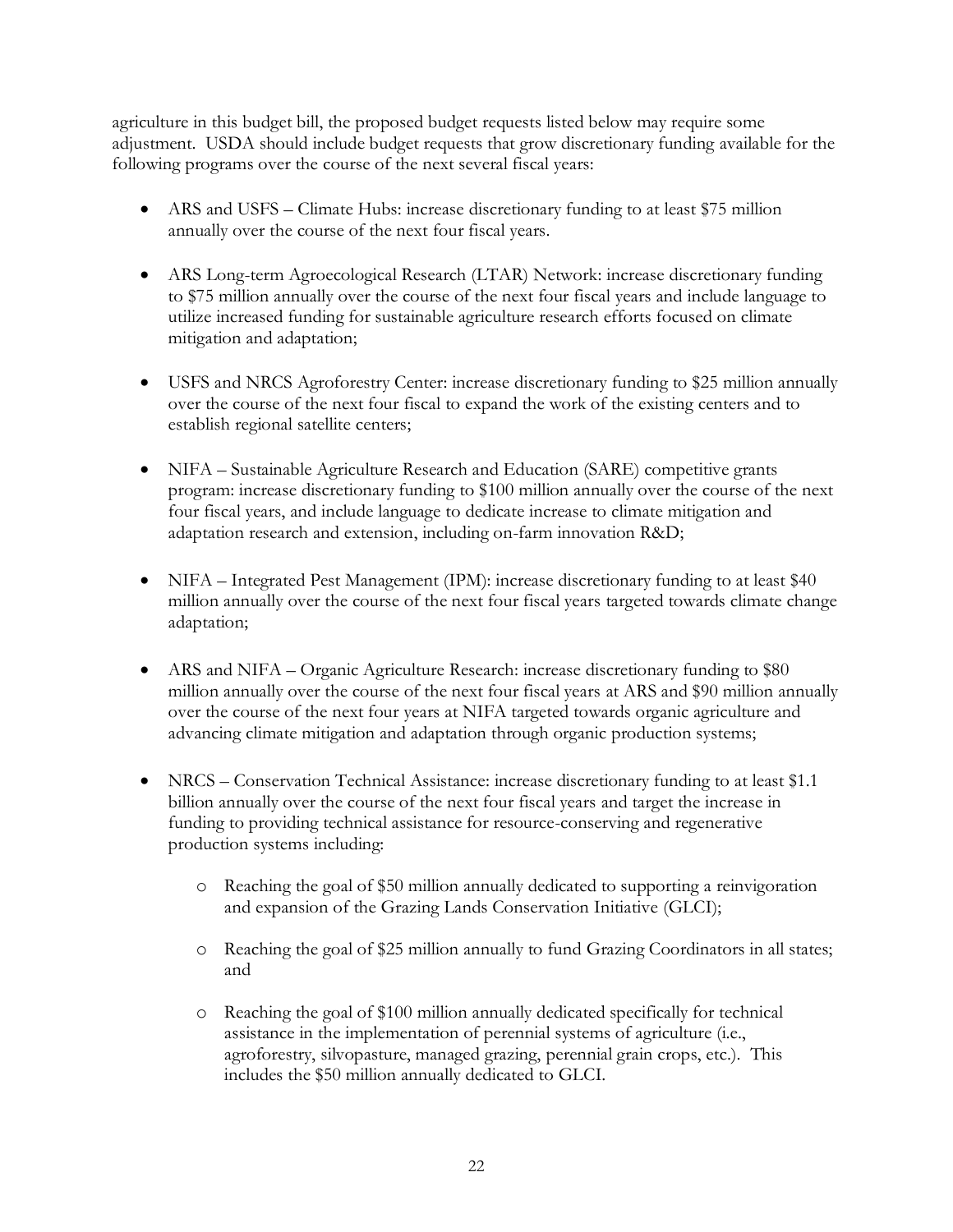agriculture in this budget bill, the proposed budget requests listed below may require some adjustment. USDA should include budget requests that grow discretionary funding available for the following programs over the course of the next several fiscal years:

- ARS and USFS – Climate Hubs: increase discretionary funding to at least $75 million annually over the course of the next four fiscal years.

- ARS Long-term Agroecological Research (LTAR) Network: increase discretionary funding to $75 million annually over the course of the next four fiscal years and include language to utilize increased funding for sustainable agriculture research efforts focused on climate mitigation and adaptation;

- USFS and NRCS Agroforestry Center: increase discretionary funding to $25 million annually over the course of the next four fiscal to expand the work of the existing centers and to establish regional satellite centers;

- NIFA – Sustainable Agriculture Research and Education (SARE) competitive grants program: increase discretionary funding to $100 million annually over the course of the next four fiscal years, and include language to dedicate increase to climate mitigation and adaptation research and extension, including on-farm innovation R&D;

- NIFA – Integrated Pest Management (IPM): increase discretionary funding to at least $40 million annually over the course of the next four fiscal years targeted towards climate change adaptation;

- ARS and NIFA – Organic Agriculture Research: increase discretionary funding to $80 million annually over the course of the next four fiscal years at ARS and $90 million annually over the course of the next four years at NIFA targeted towards organic agriculture and advancing climate mitigation and adaptation through organic production systems;

- NRCS – Conservation Technical Assistance: increase discretionary funding to at least $1.1 billion annually over the course of the next four fiscal years and target the increase in funding to providing technical assistance for resource-conserving and regenerative production systems including:

    - Reaching the goal of $50 million annually dedicated to supporting a reinvigoration and expansion of the Grazing Lands Conservation Initiative (GLCI);

    - Reaching the goal of $25 million annually to fund Grazing Coordinators in all states; and

    - Reaching the goal of $100 million annually dedicated specifically for technical assistance in the implementation of perennial systems of agriculture (i.e., agroforestry, silvopasture, managed grazing, perennial grain crops, etc.). This includes the $50 million annually dedicated to GLCI.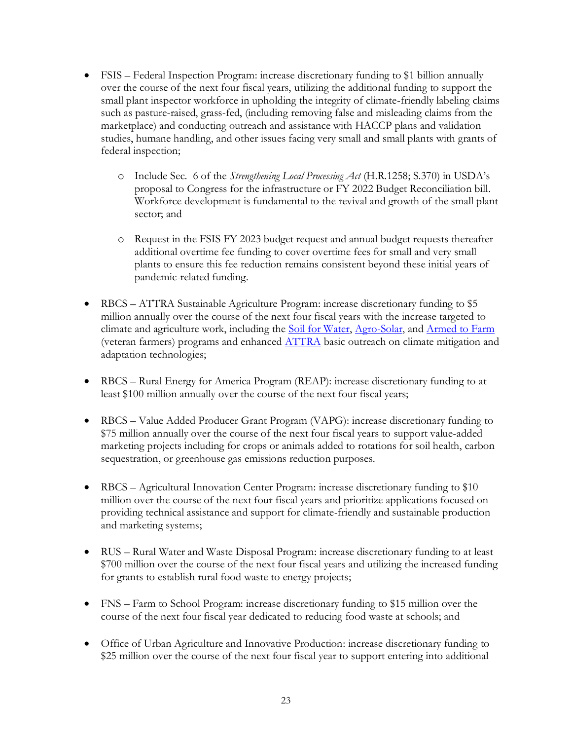- FSIS – Federal Inspection Program: increase discretionary funding to $1 billion annually over the course of the next four fiscal years, utilizing the additional funding to support the small plant inspector workforce in upholding the integrity of climate-friendly labeling claims such as pasture-raised, grass-fed, (including removing false and misleading claims from the marketplace) and conducting outreach and assistance with HACCP plans and validation studies, humane handling, and other issues facing very small and small plants with grants of federal inspection;

    - Include Sec. 6 of the *Strengthening Local Processing Act* (H.R.1258; S.370) in USDA's proposal to Congress for the infrastructure or FY 2022 Budget Reconciliation bill. Workforce development is fundamental to the revival and growth of the small plant sector; and

    - Request in the FSIS FY 2023 budget request and annual budget requests thereafter additional overtime fee funding to cover overtime fees for small and very small plants to ensure this fee reduction remains consistent beyond these initial years of pandemic-related funding.

- RBCS – ATTRA Sustainable Agriculture Program: increase discretionary funding to $5 million annually over the course of the next four fiscal years with the increase targeted to climate and agriculture work, including the [Soil for Water](), [Agro-Solar](), and [Armed to Farm]() (veteran farmers) programs and enhanced [ATTRA]() basic outreach on climate mitigation and adaptation technologies;

- RBCS – Rural Energy for America Program (REAP): increase discretionary funding to at least $100 million annually over the course of the next four fiscal years;

- RBCS – Value Added Producer Grant Program (VAPG): increase discretionary funding to $75 million annually over the course of the next four fiscal years to support value-added marketing projects including for crops or animals added to rotations for soil health, carbon sequestration, or greenhouse gas emissions reduction purposes.

- RBCS – Agricultural Innovation Center Program: increase discretionary funding to $10 million over the course of the next four fiscal years and prioritize applications focused on providing technical assistance and support for climate-friendly and sustainable production and marketing systems;

- RUS – Rural Water and Waste Disposal Program: increase discretionary funding to at least $700 million over the course of the next four fiscal years and utilizing the increased funding for grants to establish rural food waste to energy projects;

- FNS – Farm to School Program: increase discretionary funding to $15 million over the course of the next four fiscal year dedicated to reducing food waste at schools; and

- Office of Urban Agriculture and Innovative Production: increase discretionary funding to $25 million over the course of the next four fiscal year to support entering into additional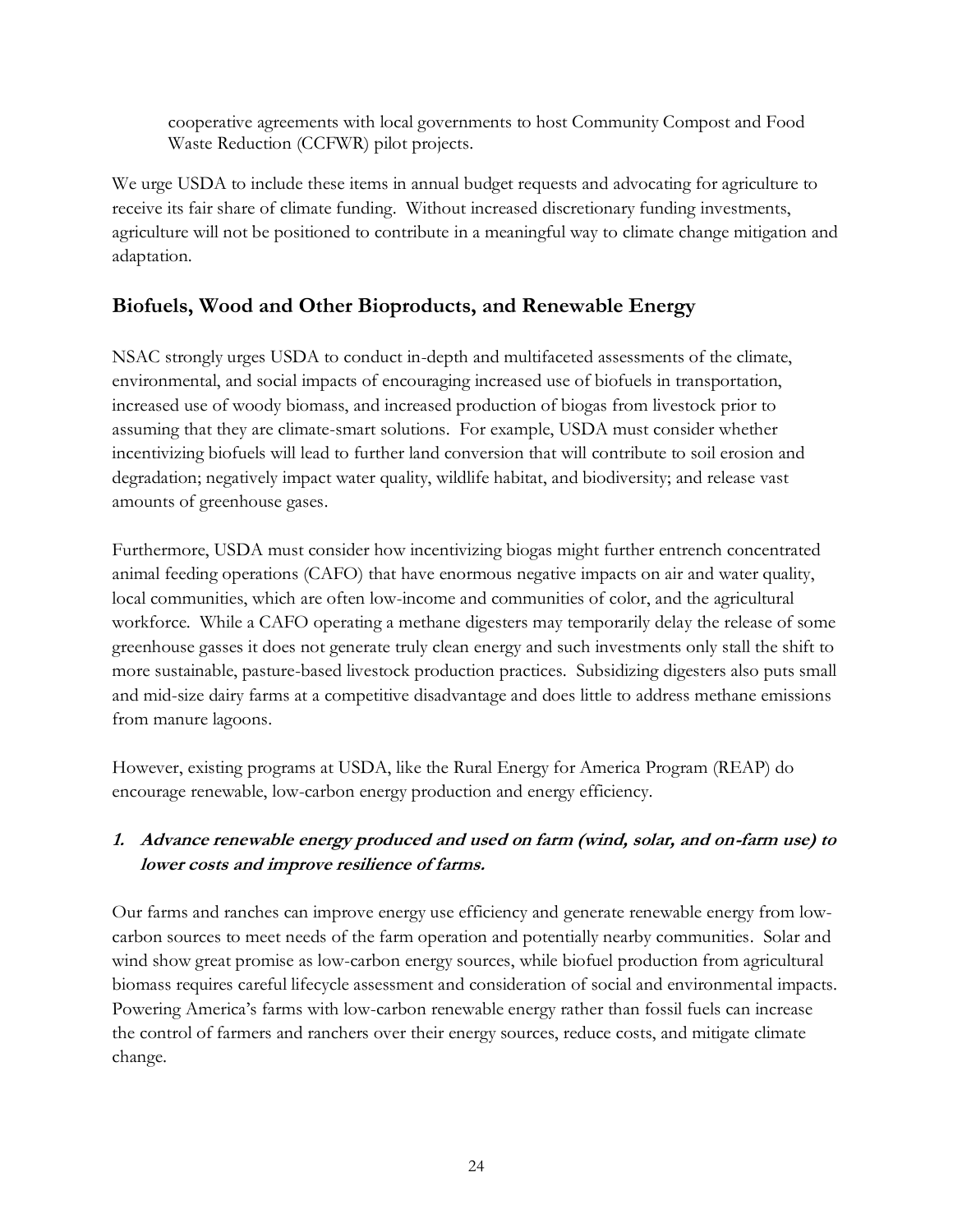cooperative agreements with local governments to host Community Compost and Food Waste Reduction (CCFWR) pilot projects.

We urge USDA to include these items in annual budget requests and advocating for agriculture to receive its fair share of climate funding. Without increased discretionary funding investments, agriculture will not be positioned to contribute in a meaningful way to climate change mitigation and adaptation.

## Biofuels, Wood and Other Bioproducts, and Renewable Energy

NSAC strongly urges USDA to conduct in-depth and multifaceted assessments of the climate, environmental, and social impacts of encouraging increased use of biofuels in transportation, increased use of woody biomass, and increased production of biogas from livestock prior to assuming that they are climate-smart solutions. For example, USDA must consider whether incentivizing biofuels will lead to further land conversion that will contribute to soil erosion and degradation; negatively impact water quality, wildlife habitat, and biodiversity; and release vast amounts of greenhouse gases.

Furthermore, USDA must consider how incentivizing biogas might further entrench concentrated animal feeding operations (CAFO) that have enormous negative impacts on air and water quality, local communities, which are often low-income and communities of color, and the agricultural workforce. While a CAFO operating a methane digesters may temporarily delay the release of some greenhouse gasses it does not generate truly clean energy and such investments only stall the shift to more sustainable, pasture-based livestock production practices. Subsidizing digesters also puts small and mid-size dairy farms at a competitive disadvantage and does little to address methane emissions from manure lagoons.

However, existing programs at USDA, like the Rural Energy for America Program (REAP) do encourage renewable, low-carbon energy production and energy efficiency.

### *1. Advance renewable energy produced and used on farm (wind, solar, and on-farm use) to lower costs and improve resilience of farms.*

Our farms and ranches can improve energy use efficiency and generate renewable energy from low-carbon sources to meet needs of the farm operation and potentially nearby communities. Solar and wind show great promise as low-carbon energy sources, while biofuel production from agricultural biomass requires careful lifecycle assessment and consideration of social and environmental impacts. Powering America's farms with low-carbon renewable energy rather than fossil fuels can increase the control of farmers and ranchers over their energy sources, reduce costs, and mitigate climate change.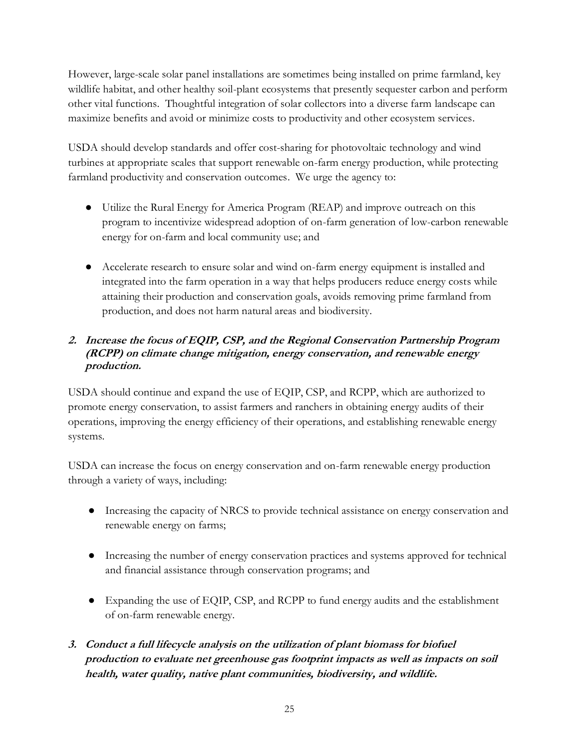However, large-scale solar panel installations are sometimes being installed on prime farmland, key wildlife habitat, and other healthy soil-plant ecosystems that presently sequester carbon and perform other vital functions. Thoughtful integration of solar collectors into a diverse farm landscape can maximize benefits and avoid or minimize costs to productivity and other ecosystem services.

USDA should develop standards and offer cost-sharing for photovoltaic technology and wind turbines at appropriate scales that support renewable on-farm energy production, while protecting farmland productivity and conservation outcomes. We urge the agency to:

- Utilize the Rural Energy for America Program (REAP) and improve outreach on this program to incentivize widespread adoption of on-farm generation of low-carbon renewable energy for on-farm and local community use; and

- Accelerate research to ensure solar and wind on-farm energy equipment is installed and integrated into the farm operation in a way that helps producers reduce energy costs while attaining their production and conservation goals, avoids removing prime farmland from production, and does not harm natural areas and biodiversity.

***2. Increase the focus of EQIP, CSP, and the Regional Conservation Partnership Program (RCPP) on climate change mitigation, energy conservation, and renewable energy production.***

USDA should continue and expand the use of EQIP, CSP, and RCPP, which are authorized to promote energy conservation, to assist farmers and ranchers in obtaining energy audits of their operations, improving the energy efficiency of their operations, and establishing renewable energy systems.

USDA can increase the focus on energy conservation and on-farm renewable energy production through a variety of ways, including:

- Increasing the capacity of NRCS to provide technical assistance on energy conservation and renewable energy on farms;

- Increasing the number of energy conservation practices and systems approved for technical and financial assistance through conservation programs; and

- Expanding the use of EQIP, CSP, and RCPP to fund energy audits and the establishment of on-farm renewable energy.

***3. Conduct a full lifecycle analysis on the utilization of plant biomass for biofuel production to evaluate net greenhouse gas footprint impacts as well as impacts on soil health, water quality, native plant communities, biodiversity, and wildlife.***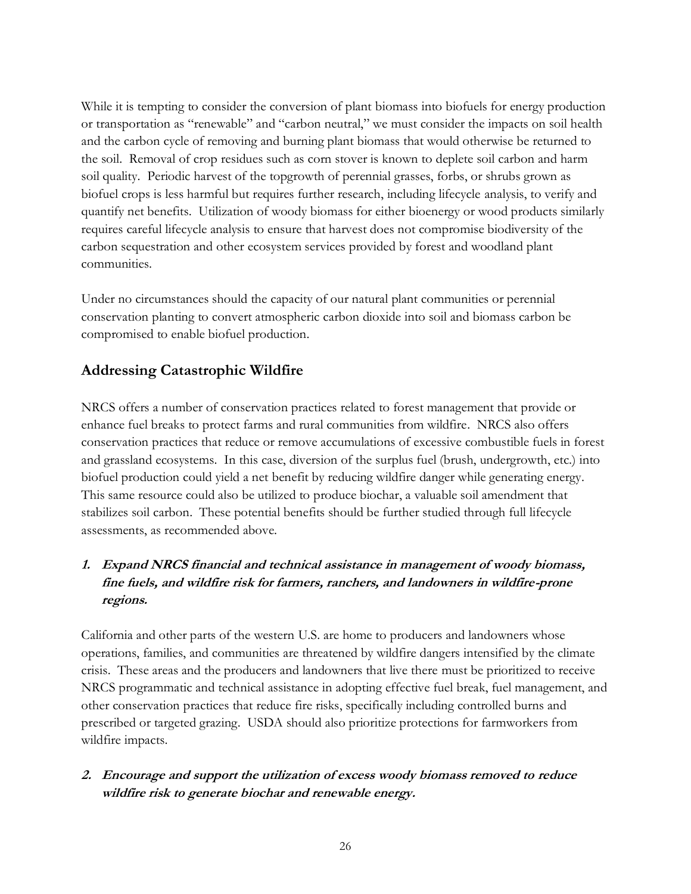While it is tempting to consider the conversion of plant biomass into biofuels for energy production or transportation as "renewable" and "carbon neutral," we must consider the impacts on soil health and the carbon cycle of removing and burning plant biomass that would otherwise be returned to the soil. Removal of crop residues such as corn stover is known to deplete soil carbon and harm soil quality. Periodic harvest of the topgrowth of perennial grasses, forbs, or shrubs grown as biofuel crops is less harmful but requires further research, including lifecycle analysis, to verify and quantify net benefits. Utilization of woody biomass for either bioenergy or wood products similarly requires careful lifecycle analysis to ensure that harvest does not compromise biodiversity of the carbon sequestration and other ecosystem services provided by forest and woodland plant communities.

Under no circumstances should the capacity of our natural plant communities or perennial conservation planting to convert atmospheric carbon dioxide into soil and biomass carbon be compromised to enable biofuel production.

## Addressing Catastrophic Wildfire

NRCS offers a number of conservation practices related to forest management that provide or enhance fuel breaks to protect farms and rural communities from wildfire. NRCS also offers conservation practices that reduce or remove accumulations of excessive combustible fuels in forest and grassland ecosystems. In this case, diversion of the surplus fuel (brush, undergrowth, etc.) into biofuel production could yield a net benefit by reducing wildfire danger while generating energy. This same resource could also be utilized to produce biochar, a valuable soil amendment that stabilizes soil carbon. These potential benefits should be further studied through full lifecycle assessments, as recommended above.

1. ***Expand NRCS financial and technical assistance in management of woody biomass, fine fuels, and wildfire risk for farmers, ranchers, and landowners in wildfire-prone regions.***

California and other parts of the western U.S. are home to producers and landowners whose operations, families, and communities are threatened by wildfire dangers intensified by the climate crisis. These areas and the producers and landowners that live there must be prioritized to receive NRCS programmatic and technical assistance in adopting effective fuel break, fuel management, and other conservation practices that reduce fire risks, specifically including controlled burns and prescribed or targeted grazing. USDA should also prioritize protections for farmworkers from wildfire impacts.

2. ***Encourage and support the utilization of excess woody biomass removed to reduce wildfire risk to generate biochar and renewable energy.***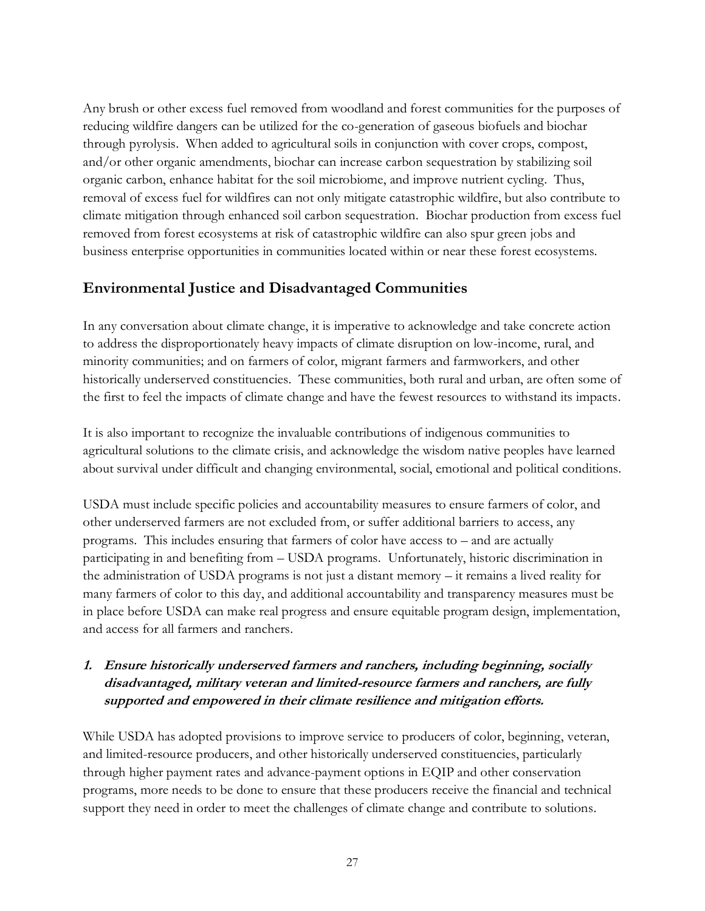Any brush or other excess fuel removed from woodland and forest communities for the purposes of reducing wildfire dangers can be utilized for the co-generation of gaseous biofuels and biochar through pyrolysis. When added to agricultural soils in conjunction with cover crops, compost, and/or other organic amendments, biochar can increase carbon sequestration by stabilizing soil organic carbon, enhance habitat for the soil microbiome, and improve nutrient cycling. Thus, removal of excess fuel for wildfires can not only mitigate catastrophic wildfire, but also contribute to climate mitigation through enhanced soil carbon sequestration. Biochar production from excess fuel removed from forest ecosystems at risk of catastrophic wildfire can also spur green jobs and business enterprise opportunities in communities located within or near these forest ecosystems.

## Environmental Justice and Disadvantaged Communities

In any conversation about climate change, it is imperative to acknowledge and take concrete action to address the disproportionately heavy impacts of climate disruption on low-income, rural, and minority communities; and on farmers of color, migrant farmers and farmworkers, and other historically underserved constituencies. These communities, both rural and urban, are often some of the first to feel the impacts of climate change and have the fewest resources to withstand its impacts.

It is also important to recognize the invaluable contributions of indigenous communities to agricultural solutions to the climate crisis, and acknowledge the wisdom native peoples have learned about survival under difficult and changing environmental, social, emotional and political conditions.

USDA must include specific policies and accountability measures to ensure farmers of color, and other underserved farmers are not excluded from, or suffer additional barriers to access, any programs. This includes ensuring that farmers of color have access to – and are actually participating in and benefiting from – USDA programs. Unfortunately, historic discrimination in the administration of USDA programs is not just a distant memory – it remains a lived reality for many farmers of color to this day, and additional accountability and transparency measures must be in place before USDA can make real progress and ensure equitable program design, implementation, and access for all farmers and ranchers.

### 1. *Ensure historically underserved farmers and ranchers, including beginning, socially disadvantaged, military veteran and limited-resource farmers and ranchers, are fully supported and empowered in their climate resilience and mitigation efforts.*

While USDA has adopted provisions to improve service to producers of color, beginning, veteran, and limited-resource producers, and other historically underserved constituencies, particularly through higher payment rates and advance-payment options in EQIP and other conservation programs, more needs to be done to ensure that these producers receive the financial and technical support they need in order to meet the challenges of climate change and contribute to solutions.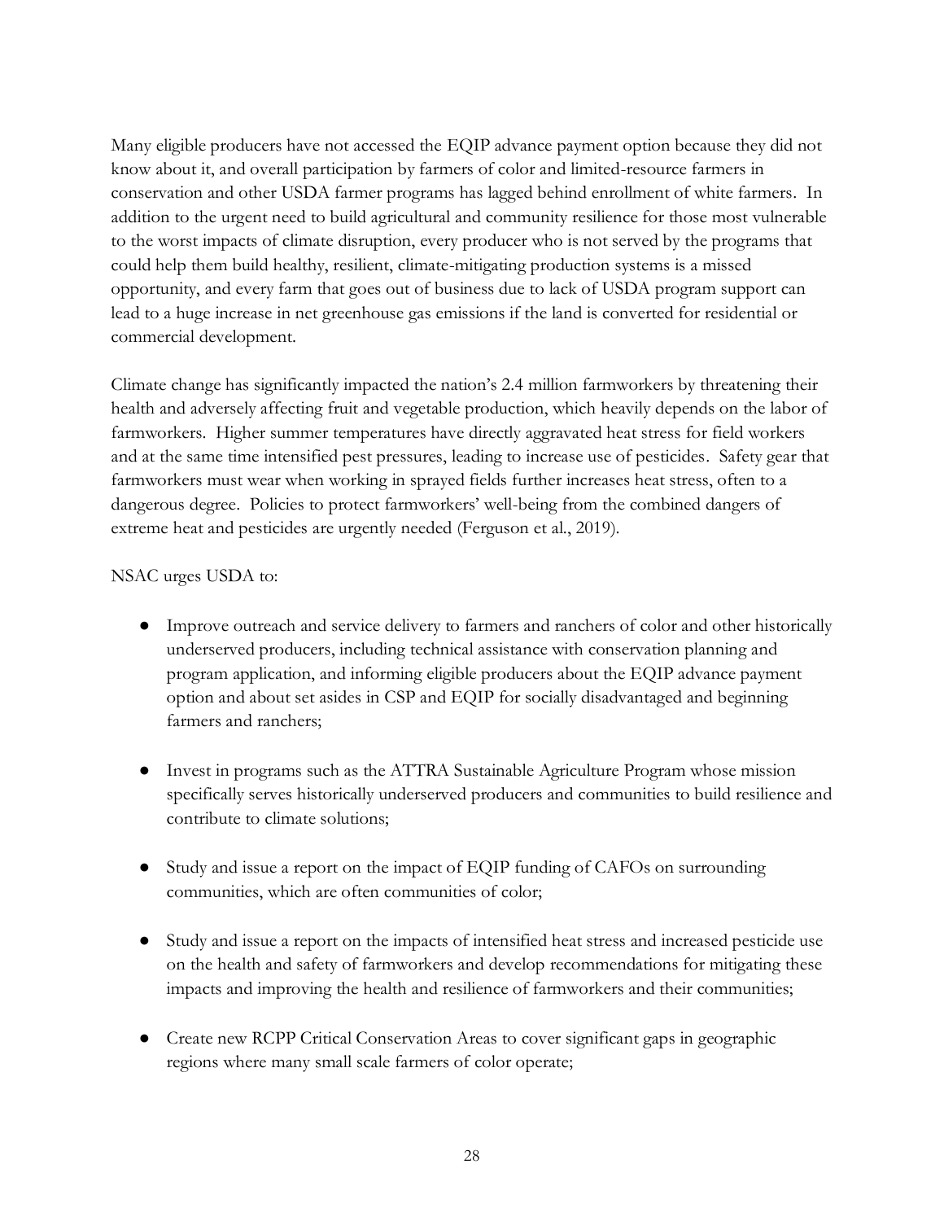Many eligible producers have not accessed the EQIP advance payment option because they did not know about it, and overall participation by farmers of color and limited-resource farmers in conservation and other USDA farmer programs has lagged behind enrollment of white farmers. In addition to the urgent need to build agricultural and community resilience for those most vulnerable to the worst impacts of climate disruption, every producer who is not served by the programs that could help them build healthy, resilient, climate-mitigating production systems is a missed opportunity, and every farm that goes out of business due to lack of USDA program support can lead to a huge increase in net greenhouse gas emissions if the land is converted for residential or commercial development.

Climate change has significantly impacted the nation's 2.4 million farmworkers by threatening their health and adversely affecting fruit and vegetable production, which heavily depends on the labor of farmworkers. Higher summer temperatures have directly aggravated heat stress for field workers and at the same time intensified pest pressures, leading to increase use of pesticides. Safety gear that farmworkers must wear when working in sprayed fields further increases heat stress, often to a dangerous degree. Policies to protect farmworkers' well-being from the combined dangers of extreme heat and pesticides are urgently needed (Ferguson et al., 2019).

NSAC urges USDA to:

- Improve outreach and service delivery to farmers and ranchers of color and other historically underserved producers, including technical assistance with conservation planning and program application, and informing eligible producers about the EQIP advance payment option and about set asides in CSP and EQIP for socially disadvantaged and beginning farmers and ranchers;

- Invest in programs such as the ATTRA Sustainable Agriculture Program whose mission specifically serves historically underserved producers and communities to build resilience and contribute to climate solutions;

- Study and issue a report on the impact of EQIP funding of CAFOs on surrounding communities, which are often communities of color;

- Study and issue a report on the impacts of intensified heat stress and increased pesticide use on the health and safety of farmworkers and develop recommendations for mitigating these impacts and improving the health and resilience of farmworkers and their communities;

- Create new RCPP Critical Conservation Areas to cover significant gaps in geographic regions where many small scale farmers of color operate;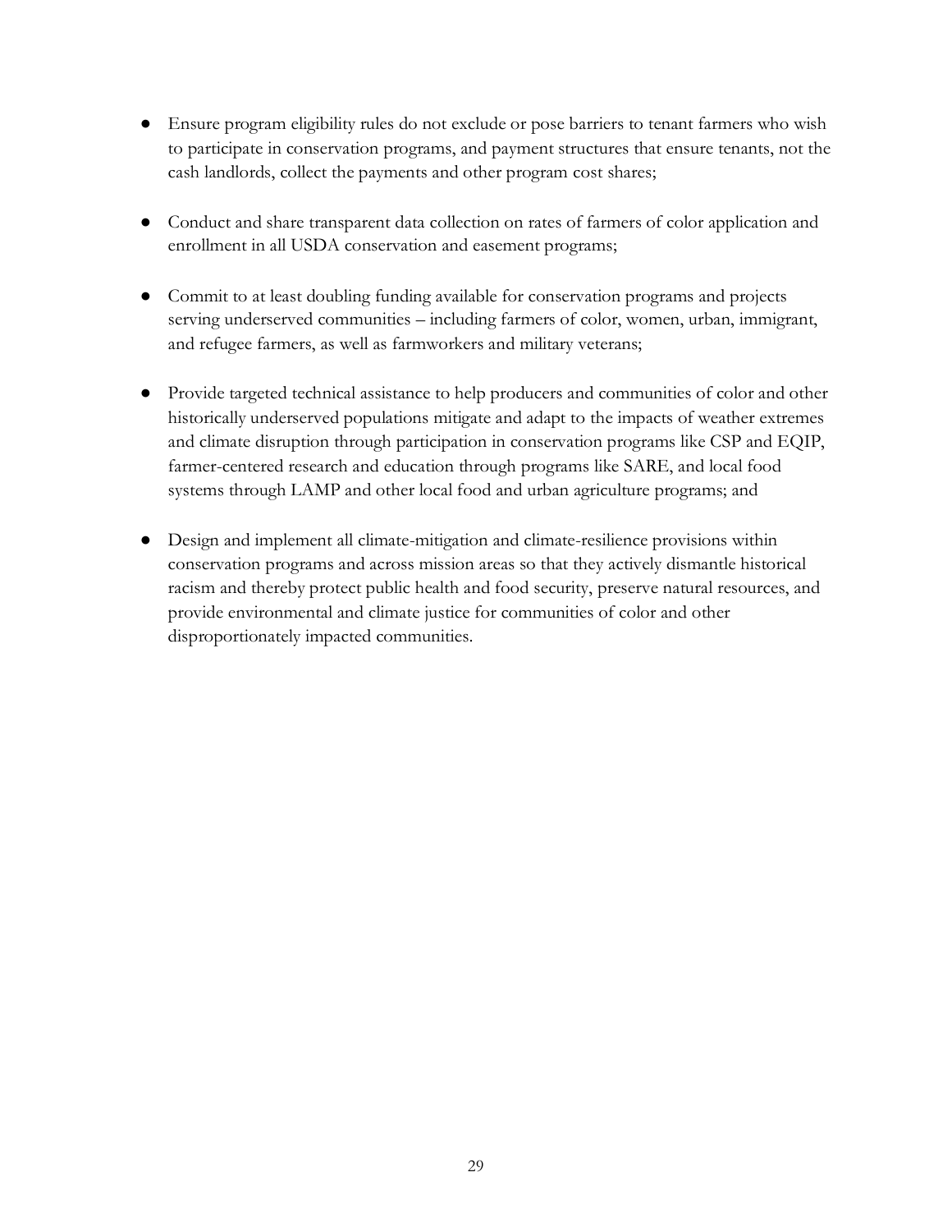- Ensure program eligibility rules do not exclude or pose barriers to tenant farmers who wish to participate in conservation programs, and payment structures that ensure tenants, not the cash landlords, collect the payments and other program cost shares;

- Conduct and share transparent data collection on rates of farmers of color application and enrollment in all USDA conservation and easement programs;

- Commit to at least doubling funding available for conservation programs and projects serving underserved communities – including farmers of color, women, urban, immigrant, and refugee farmers, as well as farmworkers and military veterans;

- Provide targeted technical assistance to help producers and communities of color and other historically underserved populations mitigate and adapt to the impacts of weather extremes and climate disruption through participation in conservation programs like CSP and EQIP, farmer-centered research and education through programs like SARE, and local food systems through LAMP and other local food and urban agriculture programs; and

- Design and implement all climate-mitigation and climate-resilience provisions within conservation programs and across mission areas so that they actively dismantle historical racism and thereby protect public health and food security, preserve natural resources, and provide environmental and climate justice for communities of color and other disproportionately impacted communities.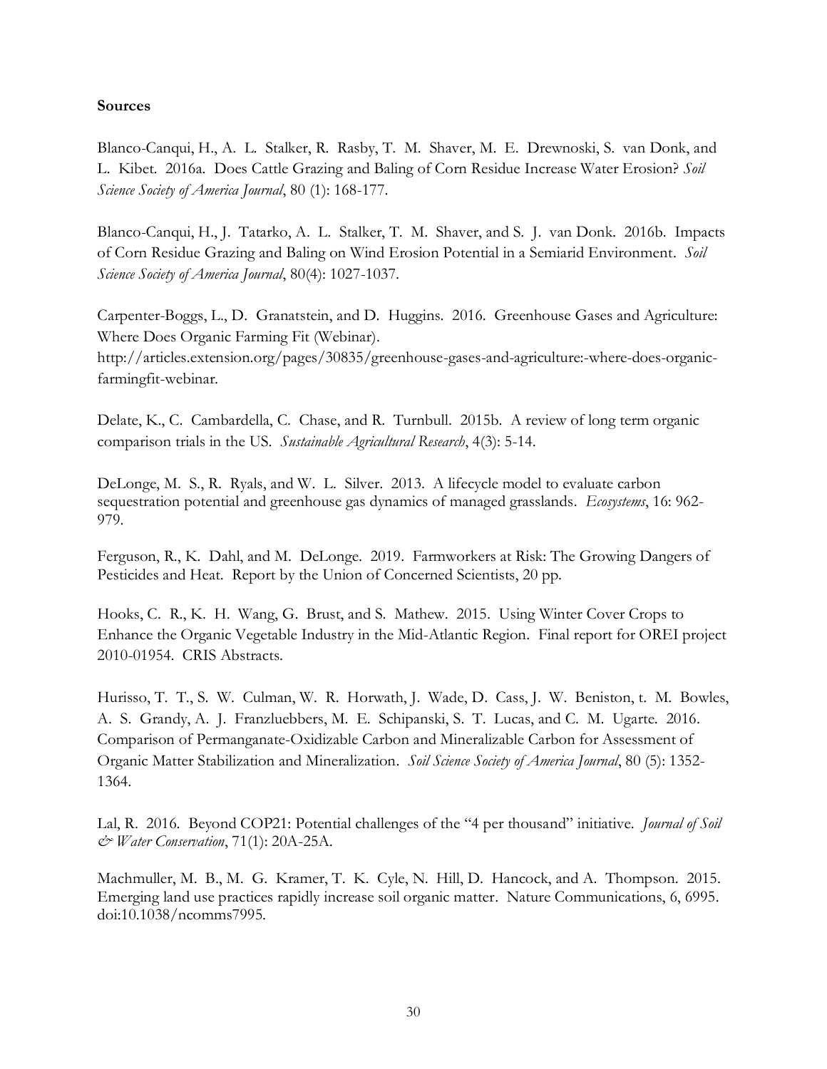**Sources**

Blanco-Canqui, H., A. L. Stalker, R. Rasby, T. M. Shaver, M. E. Drewnoski, S. van Donk, and L. Kibet. 2016a. Does Cattle Grazing and Baling of Corn Residue Increase Water Erosion? *Soil Science Society of America Journal*, 80 (1): 168-177.

Blanco-Canqui, H., J. Tatarko, A. L. Stalker, T. M. Shaver, and S. J. van Donk. 2016b. Impacts of Corn Residue Grazing and Baling on Wind Erosion Potential in a Semiarid Environment. *Soil Science Society of America Journal*, 80(4): 1027-1037.

Carpenter-Boggs, L., D. Granatstein, and D. Huggins. 2016. Greenhouse Gases and Agriculture: Where Does Organic Farming Fit (Webinar). http://articles.extension.org/pages/30835/greenhouse-gases-and-agriculture:-where-does-organic-farmingfit-webinar.

Delate, K., C. Cambardella, C. Chase, and R. Turnbull. 2015b. A review of long term organic comparison trials in the US. *Sustainable Agricultural Research*, 4(3): 5-14.

DeLonge, M. S., R. Ryals, and W. L. Silver. 2013. A lifecycle model to evaluate carbon sequestration potential and greenhouse gas dynamics of managed grasslands. *Ecosystems*, 16: 962-979.

Ferguson, R., K. Dahl, and M. DeLonge. 2019. Farmworkers at Risk: The Growing Dangers of Pesticides and Heat. Report by the Union of Concerned Scientists, 20 pp.

Hooks, C. R., K. H. Wang, G. Brust, and S. Mathew. 2015. Using Winter Cover Crops to Enhance the Organic Vegetable Industry in the Mid-Atlantic Region. Final report for OREI project 2010-01954. CRIS Abstracts.

Hurisso, T. T., S. W. Culman, W. R. Horwath, J. Wade, D. Cass, J. W. Beniston, t. M. Bowles, A. S. Grandy, A. J. Franzluebbers, M. E. Schipanski, S. T. Lucas, and C. M. Ugarte. 2016. Comparison of Permanganate-Oxidizable Carbon and Mineralizable Carbon for Assessment of Organic Matter Stabilization and Mineralization. *Soil Science Society of America Journal*, 80 (5): 1352-1364.

Lal, R. 2016. Beyond COP21: Potential challenges of the "4 per thousand" initiative. *Journal of Soil & Water Conservation*, 71(1): 20A-25A.

Machmuller, M. B., M. G. Kramer, T. K. Cyle, N. Hill, D. Hancock, and A. Thompson. 2015. Emerging land use practices rapidly increase soil organic matter. Nature Communications, 6, 6995. doi:10.1038/ncomms7995.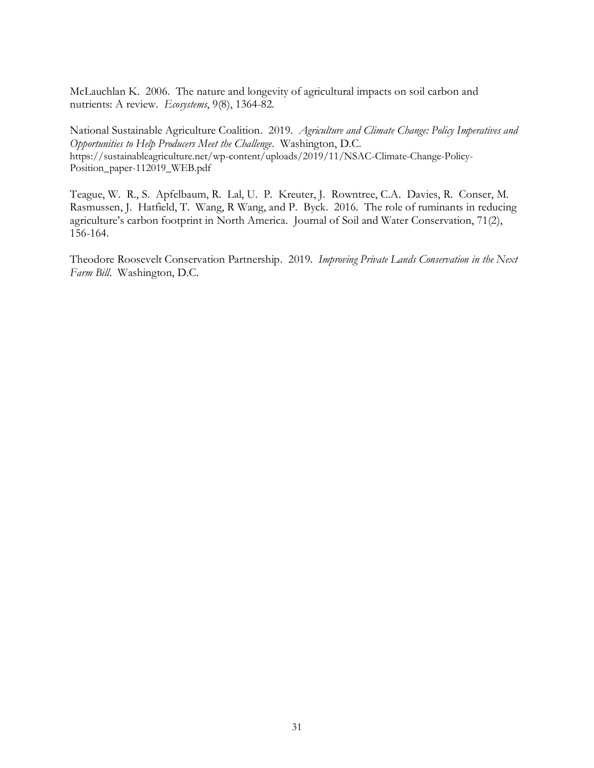McLauchlan K. 2006. The nature and longevity of agricultural impacts on soil carbon and nutrients: A review. *Ecosystems*, 9(8), 1364-82.

National Sustainable Agriculture Coalition. 2019. *Agriculture and Climate Change: Policy Imperatives and Opportunities to Help Producers Meet the Challenge*. Washington, D.C. https://sustainableagriculture.net/wp-content/uploads/2019/11/NSAC-Climate-Change-Policy-Position_paper-112019_WEB.pdf

Teague, W. R., S. Apfelbaum, R. Lal, U. P. Kreuter, J. Rowntree, C.A. Davies, R. Conser, M. Rasmussen, J. Hatfield, T. Wang, R Wang, and P. Byck. 2016. The role of ruminants in reducing agriculture's carbon footprint in North America. Journal of Soil and Water Conservation, 71(2), 156-164.

Theodore Roosevelt Conservation Partnership. 2019. *Improving Private Lands Conservation in the Next Farm Bill*. Washington, D.C.